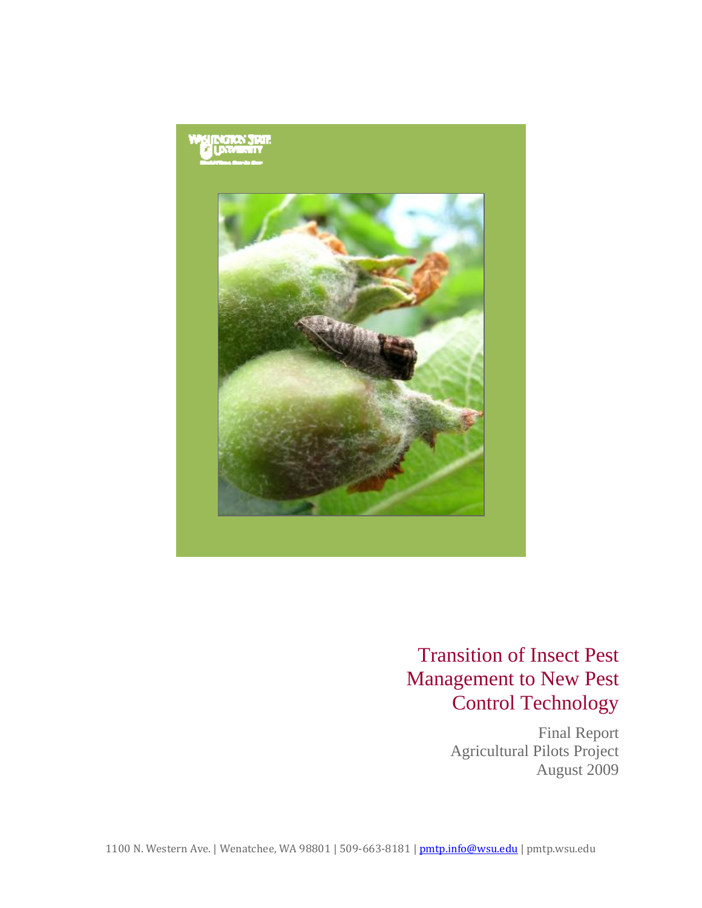# Transition of Insect Pest Management to New Pest Control Technology

Final Report
Agricultural Pilots Project
August 2009

1100 N. Western Ave. | Wenatchee, WA 98801 | 509-663-8181 | pmtp.info@wsu.edu | pmtp.wsu.edu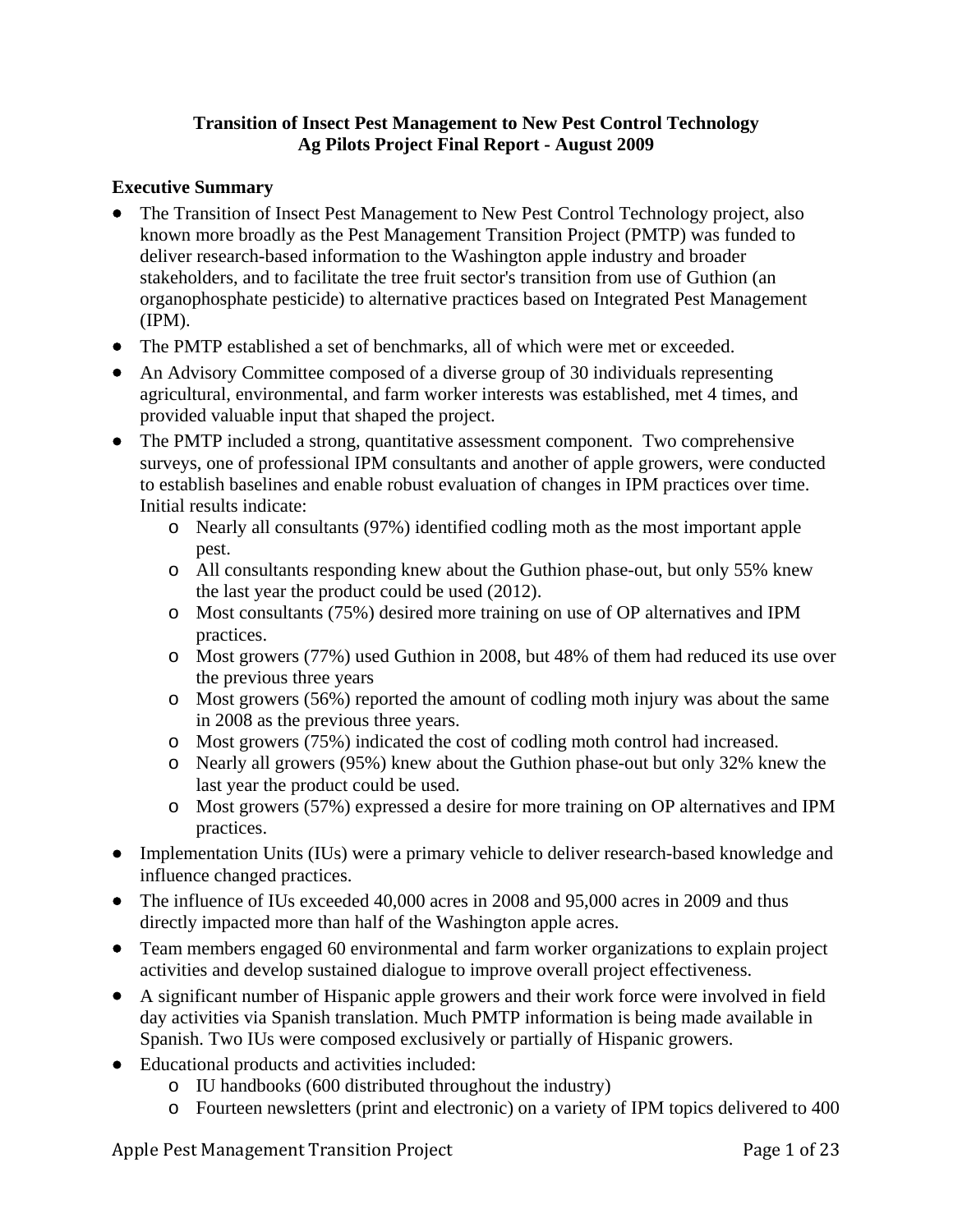**Transition of Insect Pest Management to New Pest Control Technology**
**Ag Pilots Project Final Report - August 2009**

### Executive Summary

- The Transition of Insect Pest Management to New Pest Control Technology project, also known more broadly as the Pest Management Transition Project (PMTP) was funded to deliver research-based information to the Washington apple industry and broader stakeholders, and to facilitate the tree fruit sector's transition from use of Guthion (an organophosphate pesticide) to alternative practices based on Integrated Pest Management (IPM).
- The PMTP established a set of benchmarks, all of which were met or exceeded.
- An Advisory Committee composed of a diverse group of 30 individuals representing agricultural, environmental, and farm worker interests was established, met 4 times, and provided valuable input that shaped the project.
- The PMTP included a strong, quantitative assessment component. Two comprehensive surveys, one of professional IPM consultants and another of apple growers, were conducted to establish baselines and enable robust evaluation of changes in IPM practices over time. Initial results indicate:
  - Nearly all consultants (97%) identified codling moth as the most important apple pest.
  - All consultants responding knew about the Guthion phase-out, but only 55% knew the last year the product could be used (2012).
  - Most consultants (75%) desired more training on use of OP alternatives and IPM practices.
  - Most growers (77%) used Guthion in 2008, but 48% of them had reduced its use over the previous three years
  - Most growers (56%) reported the amount of codling moth injury was about the same in 2008 as the previous three years.
  - Most growers (75%) indicated the cost of codling moth control had increased.
  - Nearly all growers (95%) knew about the Guthion phase-out but only 32% knew the last year the product could be used.
  - Most growers (57%) expressed a desire for more training on OP alternatives and IPM practices.
- Implementation Units (IUs) were a primary vehicle to deliver research-based knowledge and influence changed practices.
- The influence of IUs exceeded 40,000 acres in 2008 and 95,000 acres in 2009 and thus directly impacted more than half of the Washington apple acres.
- Team members engaged 60 environmental and farm worker organizations to explain project activities and develop sustained dialogue to improve overall project effectiveness.
- A significant number of Hispanic apple growers and their work force were involved in field day activities via Spanish translation. Much PMTP information is being made available in Spanish. Two IUs were composed exclusively or partially of Hispanic growers.
- Educational products and activities included:
  - IU handbooks (600 distributed throughout the industry)
  - Fourteen newsletters (print and electronic) on a variety of IPM topics delivered to 400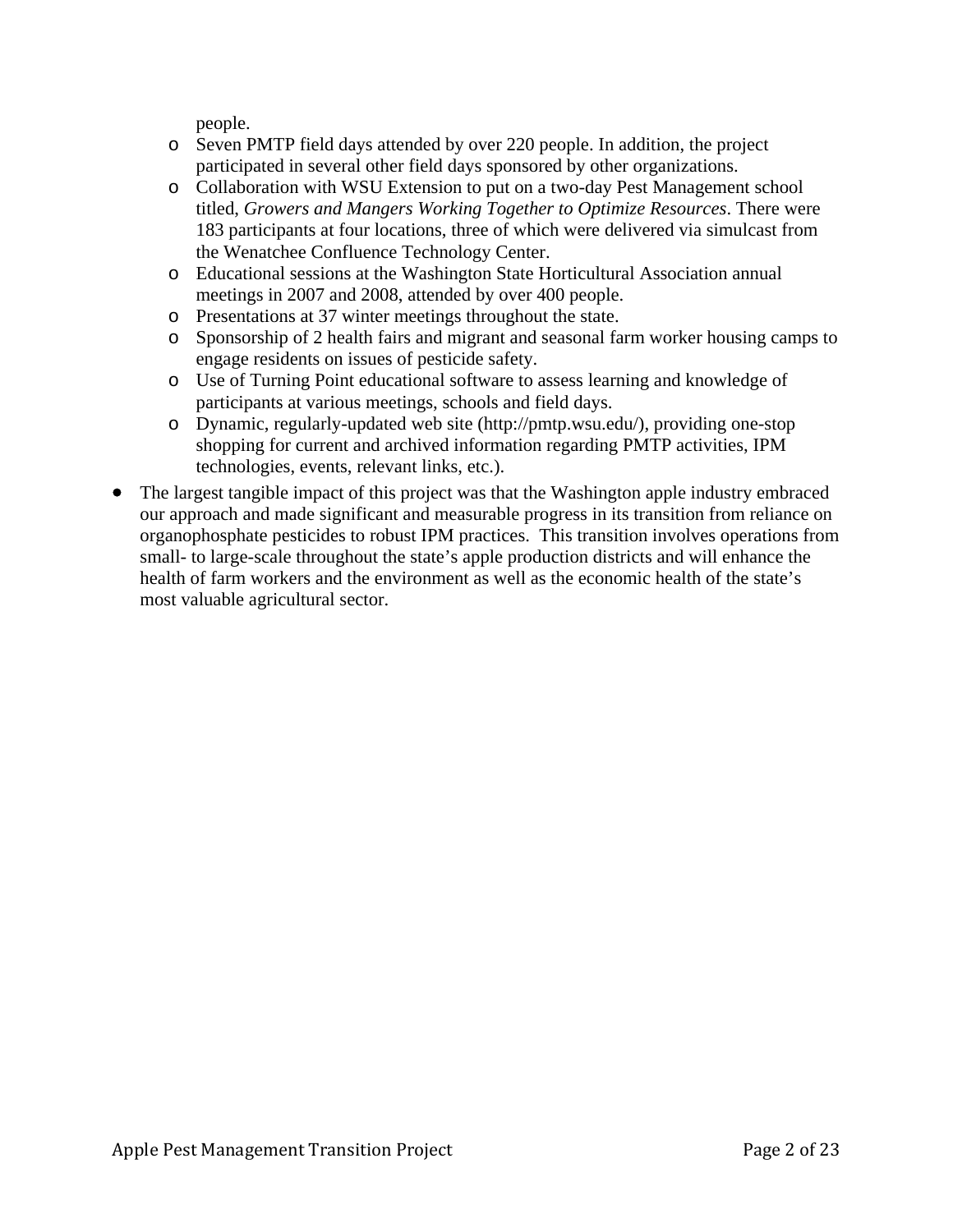people.
  - Seven PMTP field days attended by over 220 people. In addition, the project participated in several other field days sponsored by other organizations.
  - Collaboration with WSU Extension to put on a two-day Pest Management school titled, *Growers and Mangers Working Together to Optimize Resources*. There were 183 participants at four locations, three of which were delivered via simulcast from the Wenatchee Confluence Technology Center.
  - Educational sessions at the Washington State Horticultural Association annual meetings in 2007 and 2008, attended by over 400 people.
  - Presentations at 37 winter meetings throughout the state.
  - Sponsorship of 2 health fairs and migrant and seasonal farm worker housing camps to engage residents on issues of pesticide safety.
  - Use of Turning Point educational software to assess learning and knowledge of participants at various meetings, schools and field days.
  - Dynamic, regularly-updated web site (http://pmtp.wsu.edu/), providing one-stop shopping for current and archived information regarding PMTP activities, IPM technologies, events, relevant links, etc.).
- The largest tangible impact of this project was that the Washington apple industry embraced our approach and made significant and measurable progress in its transition from reliance on organophosphate pesticides to robust IPM practices. This transition involves operations from small- to large-scale throughout the state's apple production districts and will enhance the health of farm workers and the environment as well as the economic health of the state's most valuable agricultural sector.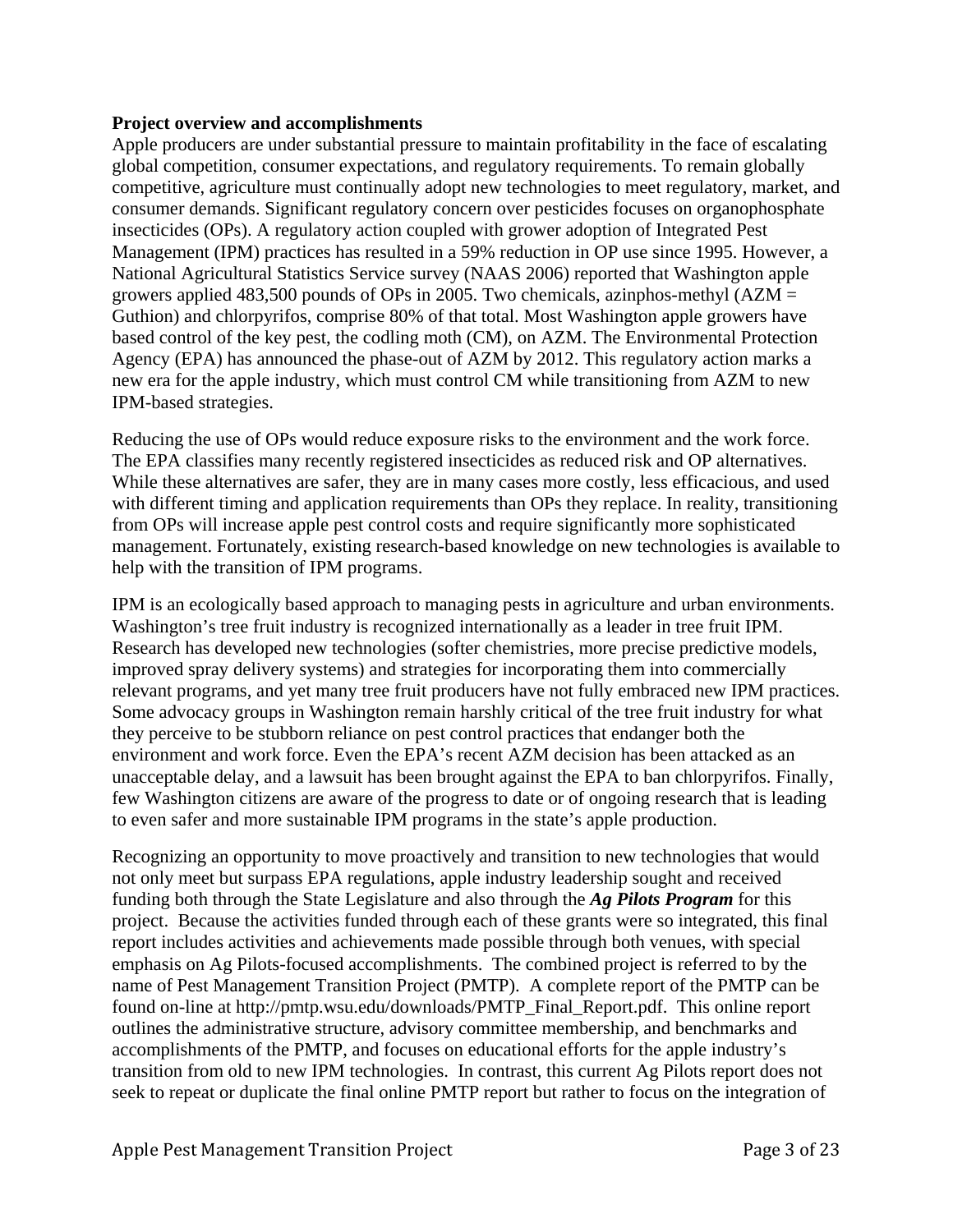**Project overview and accomplishments**

Apple producers are under substantial pressure to maintain profitability in the face of escalating global competition, consumer expectations, and regulatory requirements. To remain globally competitive, agriculture must continually adopt new technologies to meet regulatory, market, and consumer demands. Significant regulatory concern over pesticides focuses on organophosphate insecticides (OPs). A regulatory action coupled with grower adoption of Integrated Pest Management (IPM) practices has resulted in a 59% reduction in OP use since 1995. However, a National Agricultural Statistics Service survey (NAAS 2006) reported that Washington apple growers applied 483,500 pounds of OPs in 2005. Two chemicals, azinphos-methyl (AZM = Guthion) and chlorpyrifos, comprise 80% of that total. Most Washington apple growers have based control of the key pest, the codling moth (CM), on AZM. The Environmental Protection Agency (EPA) has announced the phase-out of AZM by 2012. This regulatory action marks a new era for the apple industry, which must control CM while transitioning from AZM to new IPM-based strategies.

Reducing the use of OPs would reduce exposure risks to the environment and the work force. The EPA classifies many recently registered insecticides as reduced risk and OP alternatives. While these alternatives are safer, they are in many cases more costly, less efficacious, and used with different timing and application requirements than OPs they replace. In reality, transitioning from OPs will increase apple pest control costs and require significantly more sophisticated management. Fortunately, existing research-based knowledge on new technologies is available to help with the transition of IPM programs.

IPM is an ecologically based approach to managing pests in agriculture and urban environments. Washington's tree fruit industry is recognized internationally as a leader in tree fruit IPM. Research has developed new technologies (softer chemistries, more precise predictive models, improved spray delivery systems) and strategies for incorporating them into commercially relevant programs, and yet many tree fruit producers have not fully embraced new IPM practices. Some advocacy groups in Washington remain harshly critical of the tree fruit industry for what they perceive to be stubborn reliance on pest control practices that endanger both the environment and work force. Even the EPA's recent AZM decision has been attacked as an unacceptable delay, and a lawsuit has been brought against the EPA to ban chlorpyrifos. Finally, few Washington citizens are aware of the progress to date or of ongoing research that is leading to even safer and more sustainable IPM programs in the state's apple production.

Recognizing an opportunity to move proactively and transition to new technologies that would not only meet but surpass EPA regulations, apple industry leadership sought and received funding both through the State Legislature and also through the ***Ag Pilots Program*** for this project. Because the activities funded through each of these grants were so integrated, this final report includes activities and achievements made possible through both venues, with special emphasis on Ag Pilots-focused accomplishments. The combined project is referred to by the name of Pest Management Transition Project (PMTP). A complete report of the PMTP can be found on-line at http://pmtp.wsu.edu/downloads/PMTP_Final_Report.pdf. This online report outlines the administrative structure, advisory committee membership, and benchmarks and accomplishments of the PMTP, and focuses on educational efforts for the apple industry's transition from old to new IPM technologies. In contrast, this current Ag Pilots report does not seek to repeat or duplicate the final online PMTP report but rather to focus on the integration of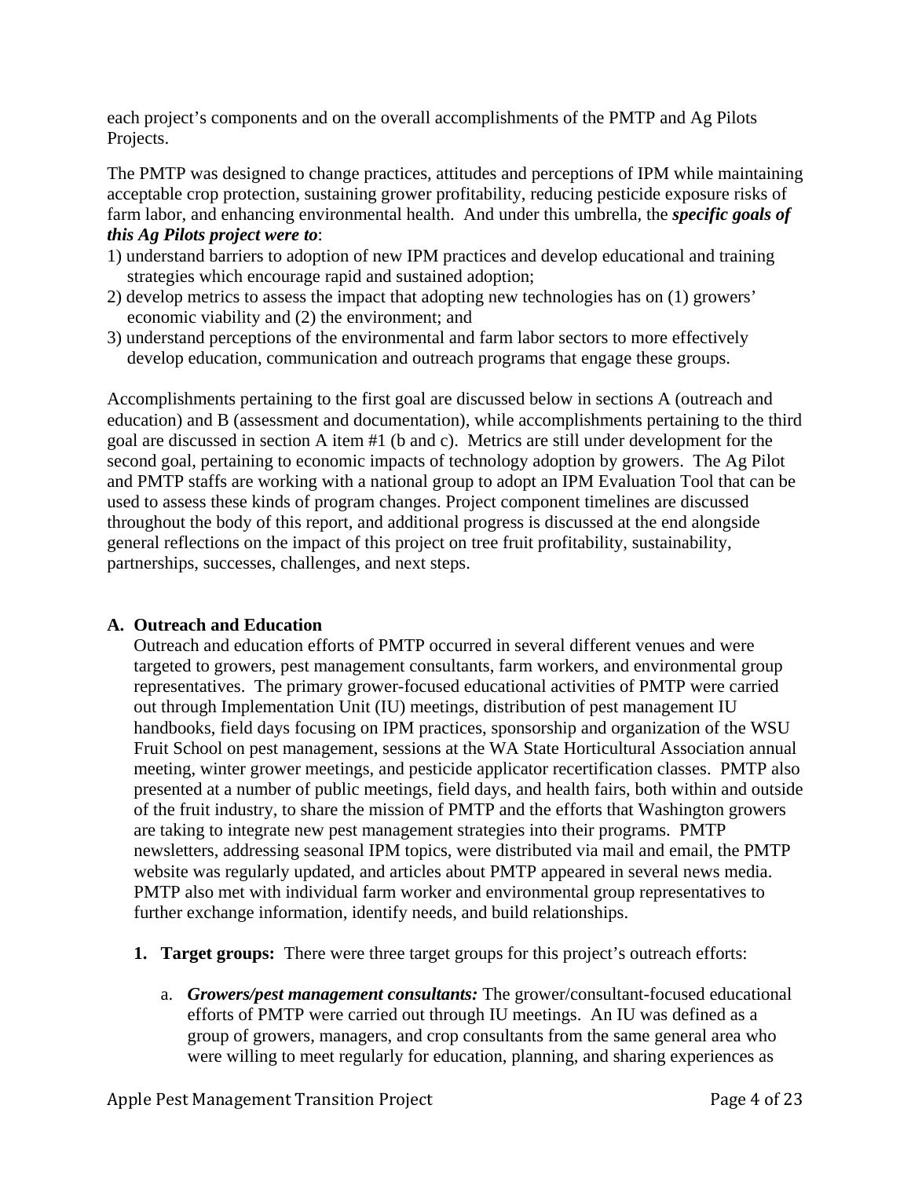each project's components and on the overall accomplishments of the PMTP and Ag Pilots Projects.

The PMTP was designed to change practices, attitudes and perceptions of IPM while maintaining acceptable crop protection, sustaining grower profitability, reducing pesticide exposure risks of farm labor, and enhancing environmental health. And under this umbrella, the ***specific goals of this Ag Pilots project were to***:

1) understand barriers to adoption of new IPM practices and develop educational and training strategies which encourage rapid and sustained adoption;
2) develop metrics to assess the impact that adopting new technologies has on (1) growers' economic viability and (2) the environment; and
3) understand perceptions of the environmental and farm labor sectors to more effectively develop education, communication and outreach programs that engage these groups.

Accomplishments pertaining to the first goal are discussed below in sections A (outreach and education) and B (assessment and documentation), while accomplishments pertaining to the third goal are discussed in section A item #1 (b and c). Metrics are still under development for the second goal, pertaining to economic impacts of technology adoption by growers. The Ag Pilot and PMTP staffs are working with a national group to adopt an IPM Evaluation Tool that can be used to assess these kinds of program changes. Project component timelines are discussed throughout the body of this report, and additional progress is discussed at the end alongside general reflections on the impact of this project on tree fruit profitability, sustainability, partnerships, successes, challenges, and next steps.

## A. Outreach and Education

Outreach and education efforts of PMTP occurred in several different venues and were targeted to growers, pest management consultants, farm workers, and environmental group representatives. The primary grower-focused educational activities of PMTP were carried out through Implementation Unit (IU) meetings, distribution of pest management IU handbooks, field days focusing on IPM practices, sponsorship and organization of the WSU Fruit School on pest management, sessions at the WA State Horticultural Association annual meeting, winter grower meetings, and pesticide applicator recertification classes. PMTP also presented at a number of public meetings, field days, and health fairs, both within and outside of the fruit industry, to share the mission of PMTP and the efforts that Washington growers are taking to integrate new pest management strategies into their programs. PMTP newsletters, addressing seasonal IPM topics, were distributed via mail and email, the PMTP website was regularly updated, and articles about PMTP appeared in several news media. PMTP also met with individual farm worker and environmental group representatives to further exchange information, identify needs, and build relationships.

1. **Target groups:** There were three target groups for this project's outreach efforts:

    a. ***Growers/pest management consultants:*** The grower/consultant-focused educational efforts of PMTP were carried out through IU meetings. An IU was defined as a group of growers, managers, and crop consultants from the same general area who were willing to meet regularly for education, planning, and sharing experiences as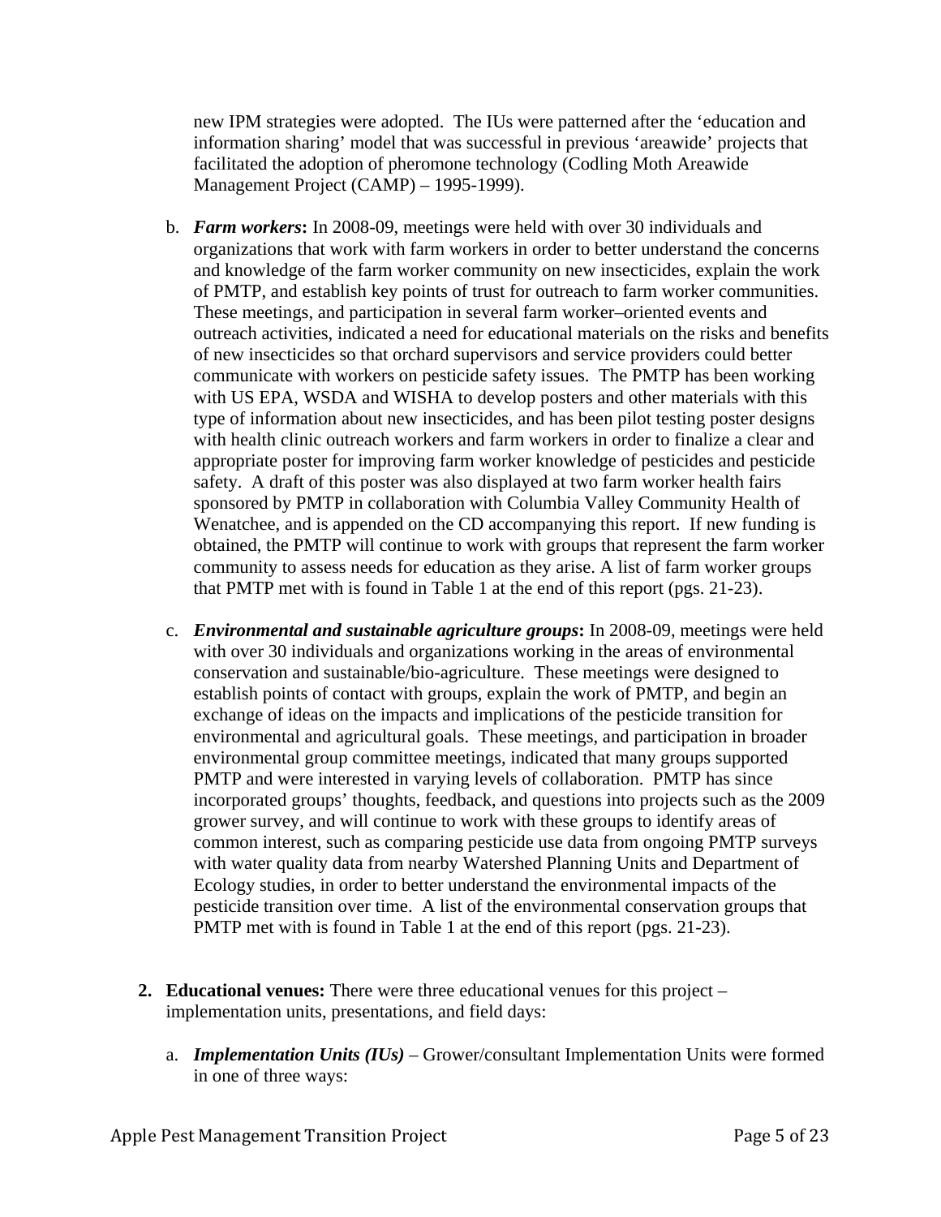new IPM strategies were adopted. The IUs were patterned after the 'education and information sharing' model that was successful in previous 'areawide' projects that facilitated the adoption of pheromone technology (Codling Moth Areawide Management Project (CAMP) – 1995-1999).

b. ***Farm workers*****:** In 2008-09, meetings were held with over 30 individuals and organizations that work with farm workers in order to better understand the concerns and knowledge of the farm worker community on new insecticides, explain the work of PMTP, and establish key points of trust for outreach to farm worker communities. These meetings, and participation in several farm worker–oriented events and outreach activities, indicated a need for educational materials on the risks and benefits of new insecticides so that orchard supervisors and service providers could better communicate with workers on pesticide safety issues. The PMTP has been working with US EPA, WSDA and WISHA to develop posters and other materials with this type of information about new insecticides, and has been pilot testing poster designs with health clinic outreach workers and farm workers in order to finalize a clear and appropriate poster for improving farm worker knowledge of pesticides and pesticide safety. A draft of this poster was also displayed at two farm worker health fairs sponsored by PMTP in collaboration with Columbia Valley Community Health of Wenatchee, and is appended on the CD accompanying this report. If new funding is obtained, the PMTP will continue to work with groups that represent the farm worker community to assess needs for education as they arise. A list of farm worker groups that PMTP met with is found in Table 1 at the end of this report (pgs. 21-23).

c. ***Environmental and sustainable agriculture groups*****:** In 2008-09, meetings were held with over 30 individuals and organizations working in the areas of environmental conservation and sustainable/bio-agriculture. These meetings were designed to establish points of contact with groups, explain the work of PMTP, and begin an exchange of ideas on the impacts and implications of the pesticide transition for environmental and agricultural goals. These meetings, and participation in broader environmental group committee meetings, indicated that many groups supported PMTP and were interested in varying levels of collaboration. PMTP has since incorporated groups' thoughts, feedback, and questions into projects such as the 2009 grower survey, and will continue to work with these groups to identify areas of common interest, such as comparing pesticide use data from ongoing PMTP surveys with water quality data from nearby Watershed Planning Units and Department of Ecology studies, in order to better understand the environmental impacts of the pesticide transition over time. A list of the environmental conservation groups that PMTP met with is found in Table 1 at the end of this report (pgs. 21-23).

2. **Educational venues:** There were three educational venues for this project – implementation units, presentations, and field days:

   a. ***Implementation Units (IUs)*** – Grower/consultant Implementation Units were formed in one of three ways: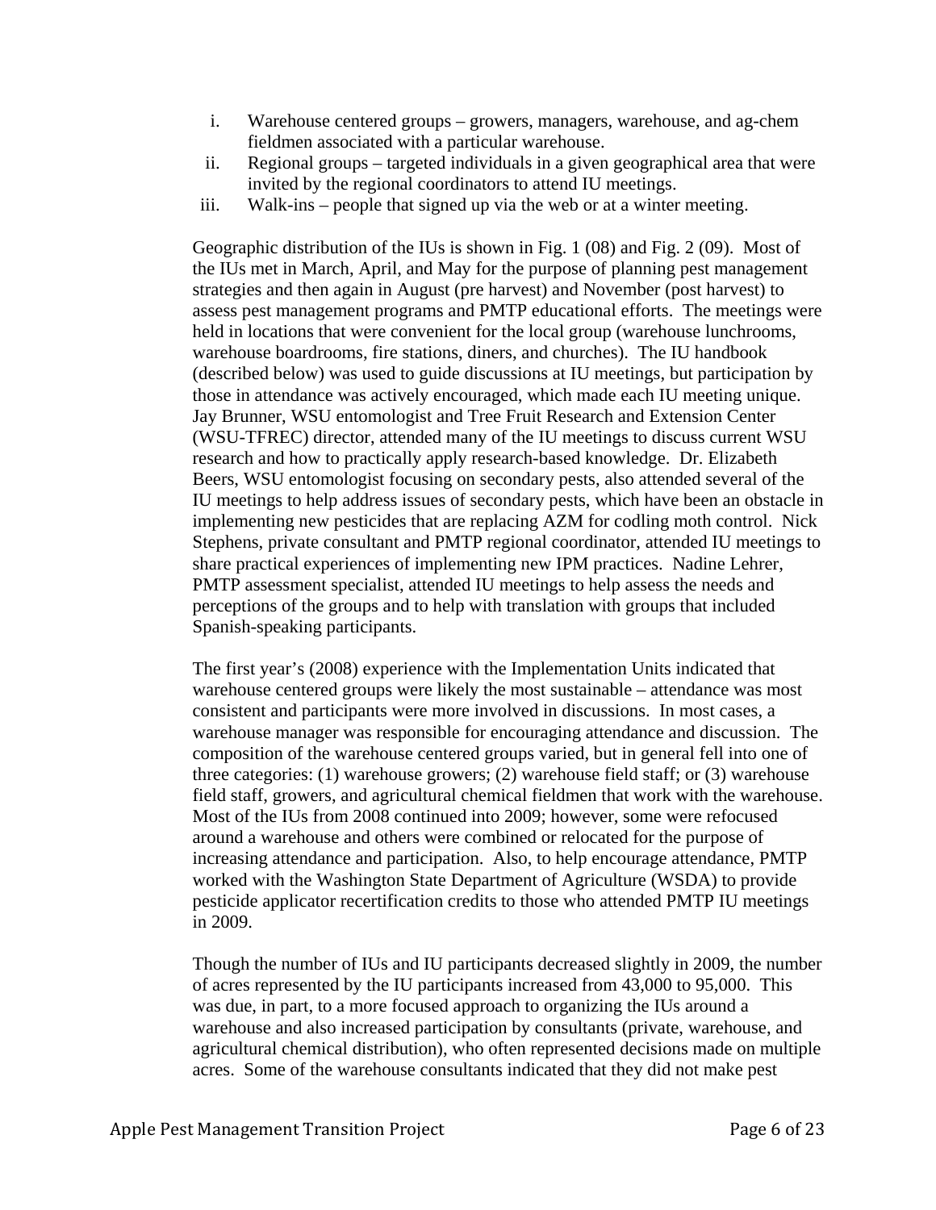i. Warehouse centered groups – growers, managers, warehouse, and ag-chem fieldmen associated with a particular warehouse.
ii. Regional groups – targeted individuals in a given geographical area that were invited by the regional coordinators to attend IU meetings.
iii. Walk-ins – people that signed up via the web or at a winter meeting.

Geographic distribution of the IUs is shown in Fig. 1 (08) and Fig. 2 (09). Most of the IUs met in March, April, and May for the purpose of planning pest management strategies and then again in August (pre harvest) and November (post harvest) to assess pest management programs and PMTP educational efforts. The meetings were held in locations that were convenient for the local group (warehouse lunchrooms, warehouse boardrooms, fire stations, diners, and churches). The IU handbook (described below) was used to guide discussions at IU meetings, but participation by those in attendance was actively encouraged, which made each IU meeting unique. Jay Brunner, WSU entomologist and Tree Fruit Research and Extension Center (WSU-TFREC) director, attended many of the IU meetings to discuss current WSU research and how to practically apply research-based knowledge. Dr. Elizabeth Beers, WSU entomologist focusing on secondary pests, also attended several of the IU meetings to help address issues of secondary pests, which have been an obstacle in implementing new pesticides that are replacing AZM for codling moth control. Nick Stephens, private consultant and PMTP regional coordinator, attended IU meetings to share practical experiences of implementing new IPM practices. Nadine Lehrer, PMTP assessment specialist, attended IU meetings to help assess the needs and perceptions of the groups and to help with translation with groups that included Spanish-speaking participants.

The first year's (2008) experience with the Implementation Units indicated that warehouse centered groups were likely the most sustainable – attendance was most consistent and participants were more involved in discussions. In most cases, a warehouse manager was responsible for encouraging attendance and discussion. The composition of the warehouse centered groups varied, but in general fell into one of three categories: (1) warehouse growers; (2) warehouse field staff; or (3) warehouse field staff, growers, and agricultural chemical fieldmen that work with the warehouse. Most of the IUs from 2008 continued into 2009; however, some were refocused around a warehouse and others were combined or relocated for the purpose of increasing attendance and participation. Also, to help encourage attendance, PMTP worked with the Washington State Department of Agriculture (WSDA) to provide pesticide applicator recertification credits to those who attended PMTP IU meetings in 2009.

Though the number of IUs and IU participants decreased slightly in 2009, the number of acres represented by the IU participants increased from 43,000 to 95,000. This was due, in part, to a more focused approach to organizing the IUs around a warehouse and also increased participation by consultants (private, warehouse, and agricultural chemical distribution), who often represented decisions made on multiple acres. Some of the warehouse consultants indicated that they did not make pest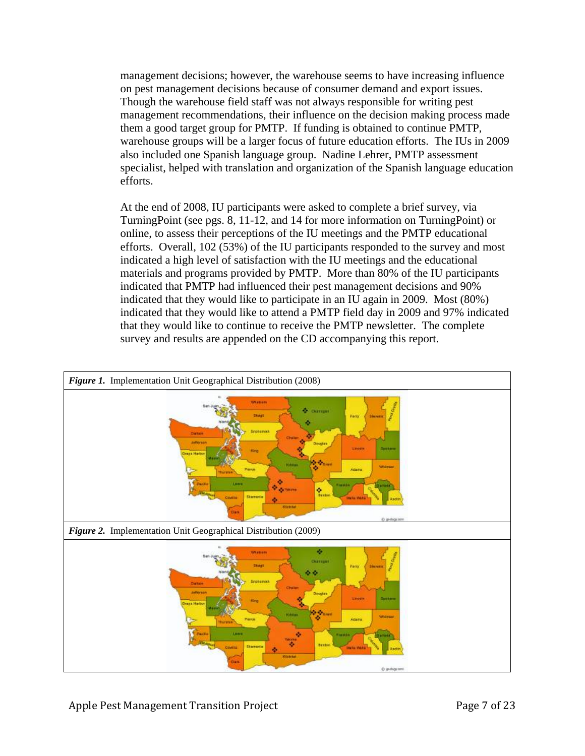management decisions; however, the warehouse seems to have increasing influence on pest management decisions because of consumer demand and export issues. Though the warehouse field staff was not always responsible for writing pest management recommendations, their influence on the decision making process made them a good target group for PMTP. If funding is obtained to continue PMTP, warehouse groups will be a larger focus of future education efforts. The IUs in 2009 also included one Spanish language group. Nadine Lehrer, PMTP assessment specialist, helped with translation and organization of the Spanish language education efforts.

At the end of 2008, IU participants were asked to complete a brief survey, via TurningPoint (see pgs. 8, 11-12, and 14 for more information on TurningPoint) or online, to assess their perceptions of the IU meetings and the PMTP educational efforts. Overall, 102 (53%) of the IU participants responded to the survey and most indicated a high level of satisfaction with the IU meetings and the educational materials and programs provided by PMTP. More than 80% of the IU participants indicated that PMTP had influenced their pest management decisions and 90% indicated that they would like to participate in an IU again in 2009. Most (80%) indicated that they would like to attend a PMTP field day in 2009 and 97% indicated that they would like to continue to receive the PMTP newsletter. The complete survey and results are appended on the CD accompanying this report.

***Figure 1.*** Implementation Unit Geographical Distribution (2008)

***Figure 2.*** Implementation Unit Geographical Distribution (2009)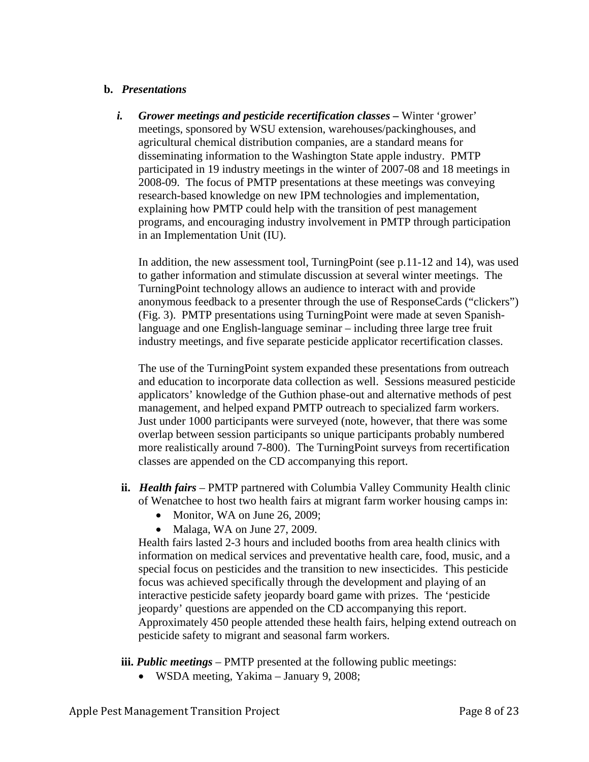**b.** ***Presentations***

***i. Grower meetings and pesticide recertification classes –*** Winter 'grower' meetings, sponsored by WSU extension, warehouses/packinghouses, and agricultural chemical distribution companies, are a standard means for disseminating information to the Washington State apple industry. PMTP participated in 19 industry meetings in the winter of 2007-08 and 18 meetings in 2008-09. The focus of PMTP presentations at these meetings was conveying research-based knowledge on new IPM technologies and implementation, explaining how PMTP could help with the transition of pest management programs, and encouraging industry involvement in PMTP through participation in an Implementation Unit (IU).

In addition, the new assessment tool, TurningPoint (see p.11-12 and 14), was used to gather information and stimulate discussion at several winter meetings. The TurningPoint technology allows an audience to interact with and provide anonymous feedback to a presenter through the use of ResponseCards ("clickers") (Fig. 3). PMTP presentations using TurningPoint were made at seven Spanish-language and one English-language seminar – including three large tree fruit industry meetings, and five separate pesticide applicator recertification classes.

The use of the TurningPoint system expanded these presentations from outreach and education to incorporate data collection as well. Sessions measured pesticide applicators' knowledge of the Guthion phase-out and alternative methods of pest management, and helped expand PMTP outreach to specialized farm workers. Just under 1000 participants were surveyed (note, however, that there was some overlap between session participants so unique participants probably numbered more realistically around 7-800). The TurningPoint surveys from recertification classes are appended on the CD accompanying this report.

**ii.** ***Health fairs*** – PMTP partnered with Columbia Valley Community Health clinic of Wenatchee to host two health fairs at migrant farm worker housing camps in:

- Monitor, WA on June 26, 2009;
- Malaga, WA on June 27, 2009.

Health fairs lasted 2-3 hours and included booths from area health clinics with information on medical services and preventative health care, food, music, and a special focus on pesticides and the transition to new insecticides. This pesticide focus was achieved specifically through the development and playing of an interactive pesticide safety jeopardy board game with prizes. The 'pesticide jeopardy' questions are appended on the CD accompanying this report. Approximately 450 people attended these health fairs, helping extend outreach on pesticide safety to migrant and seasonal farm workers.

**iii.** ***Public meetings*** – PMTP presented at the following public meetings:

- WSDA meeting, Yakima – January 9, 2008;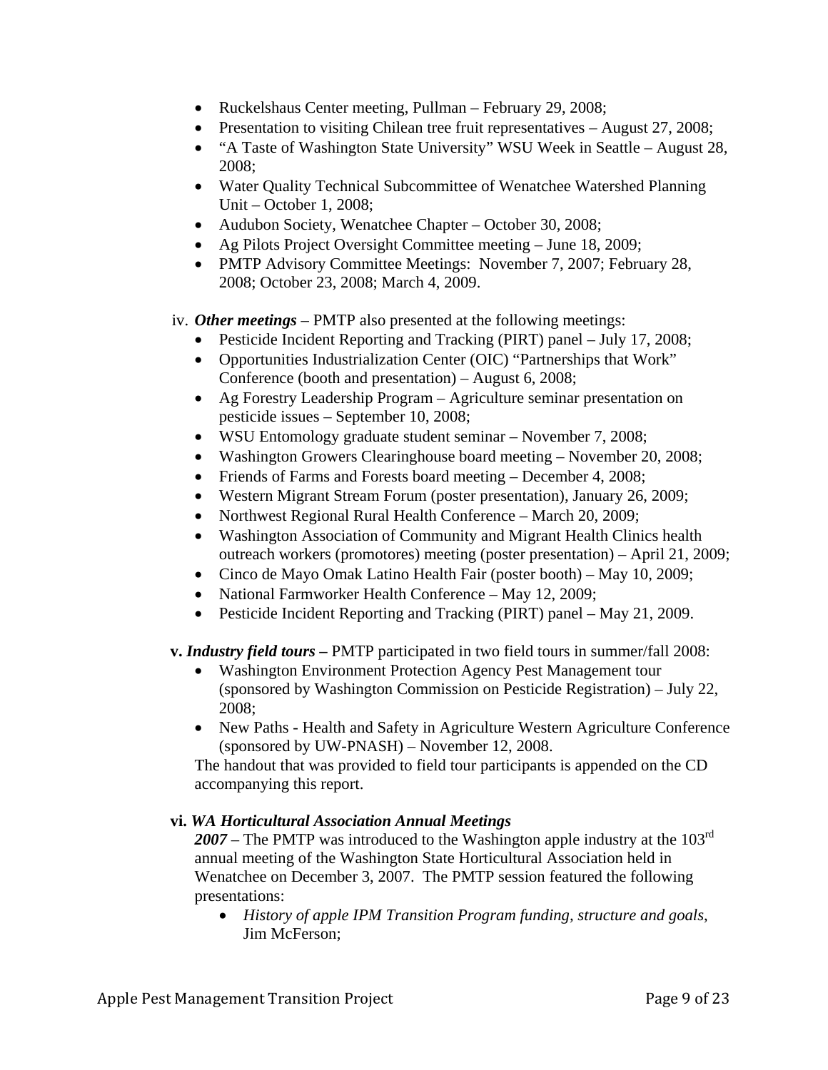- Ruckelshaus Center meeting, Pullman – February 29, 2008;
- Presentation to visiting Chilean tree fruit representatives – August 27, 2008;
- "A Taste of Washington State University" WSU Week in Seattle – August 28, 2008;
- Water Quality Technical Subcommittee of Wenatchee Watershed Planning Unit – October 1, 2008;
- Audubon Society, Wenatchee Chapter – October 30, 2008;
- Ag Pilots Project Oversight Committee meeting – June 18, 2009;
- PMTP Advisory Committee Meetings: November 7, 2007; February 28, 2008; October 23, 2008; March 4, 2009.

iv. ***Other meetings*** – PMTP also presented at the following meetings:

- Pesticide Incident Reporting and Tracking (PIRT) panel – July 17, 2008;
- Opportunities Industrialization Center (OIC) "Partnerships that Work" Conference (booth and presentation) – August 6, 2008;
- Ag Forestry Leadership Program – Agriculture seminar presentation on pesticide issues – September 10, 2008;
- WSU Entomology graduate student seminar – November 7, 2008;
- Washington Growers Clearinghouse board meeting – November 20, 2008;
- Friends of Farms and Forests board meeting – December 4, 2008;
- Western Migrant Stream Forum (poster presentation), January 26, 2009;
- Northwest Regional Rural Health Conference – March 20, 2009;
- Washington Association of Community and Migrant Health Clinics health outreach workers (promotores) meeting (poster presentation) – April 21, 2009;
- Cinco de Mayo Omak Latino Health Fair (poster booth) – May 10, 2009;
- National Farmworker Health Conference – May 12, 2009;
- Pesticide Incident Reporting and Tracking (PIRT) panel – May 21, 2009.

**v. *Industry field tours* –** PMTP participated in two field tours in summer/fall 2008:

- Washington Environment Protection Agency Pest Management tour (sponsored by Washington Commission on Pesticide Registration) – July 22, 2008;
- New Paths - Health and Safety in Agriculture Western Agriculture Conference (sponsored by UW-PNASH) – November 12, 2008.

The handout that was provided to field tour participants is appended on the CD accompanying this report.

**vi. *WA Horticultural Association Annual Meetings***

***2007*** – The PMTP was introduced to the Washington apple industry at the 103rd annual meeting of the Washington State Horticultural Association held in Wenatchee on December 3, 2007. The PMTP session featured the following presentations:

- *History of apple IPM Transition Program funding, structure and goals*, Jim McFerson;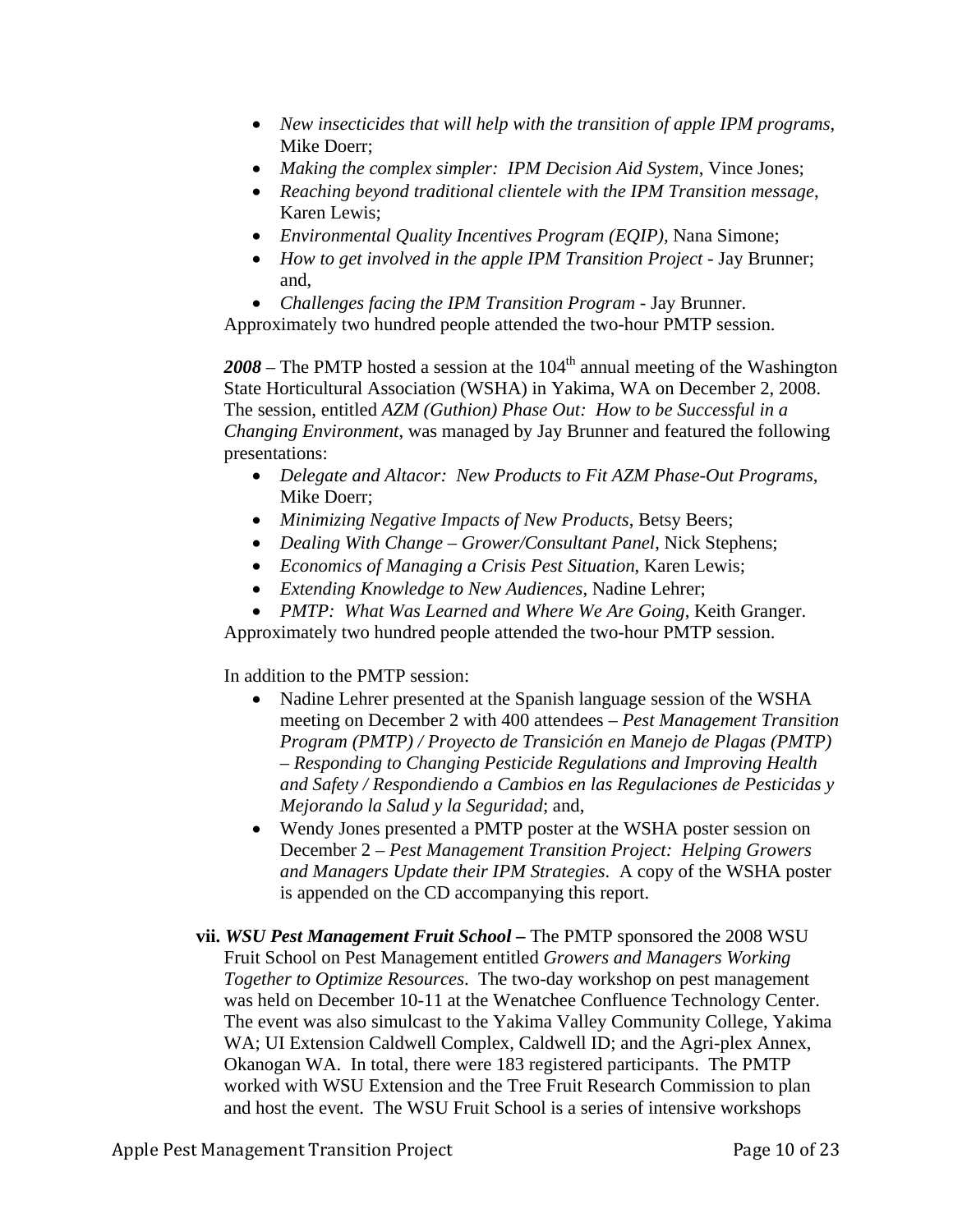- *New insecticides that will help with the transition of apple IPM programs*, Mike Doerr;
- *Making the complex simpler: IPM Decision Aid System*, Vince Jones;
- *Reaching beyond traditional clientele with the IPM Transition message*, Karen Lewis;
- *Environmental Quality Incentives Program (EQIP)*, Nana Simone;
- *How to get involved in the apple IPM Transition Project* - Jay Brunner; and,
- *Challenges facing the IPM Transition Program* - Jay Brunner.

Approximately two hundred people attended the two-hour PMTP session.

***2008*** – The PMTP hosted a session at the 104th annual meeting of the Washington State Horticultural Association (WSHA) in Yakima, WA on December 2, 2008. The session, entitled *AZM (Guthion) Phase Out: How to be Successful in a Changing Environment*, was managed by Jay Brunner and featured the following presentations:

- *Delegate and Altacor: New Products to Fit AZM Phase-Out Programs*, Mike Doerr;
- *Minimizing Negative Impacts of New Products*, Betsy Beers;
- *Dealing With Change – Grower/Consultant Panel*, Nick Stephens;
- *Economics of Managing a Crisis Pest Situation*, Karen Lewis;
- *Extending Knowledge to New Audiences*, Nadine Lehrer;
- *PMTP: What Was Learned and Where We Are Going*, Keith Granger.

Approximately two hundred people attended the two-hour PMTP session.

In addition to the PMTP session:

- Nadine Lehrer presented at the Spanish language session of the WSHA meeting on December 2 with 400 attendees – *Pest Management Transition Program (PMTP) / Proyecto de Transición en Manejo de Plagas (PMTP) – Responding to Changing Pesticide Regulations and Improving Health and Safety / Respondiendo a Cambios en las Regulaciones de Pesticidas y Mejorando la Salud y la Seguridad*; and,
- Wendy Jones presented a PMTP poster at the WSHA poster session on December 2 – *Pest Management Transition Project: Helping Growers and Managers Update their IPM Strategies*. A copy of the WSHA poster is appended on the CD accompanying this report.

**vii.** ***WSU Pest Management Fruit School –*** The PMTP sponsored the 2008 WSU Fruit School on Pest Management entitled *Growers and Managers Working Together to Optimize Resources*. The two-day workshop on pest management was held on December 10-11 at the Wenatchee Confluence Technology Center. The event was also simulcast to the Yakima Valley Community College, Yakima WA; UI Extension Caldwell Complex, Caldwell ID; and the Agri-plex Annex, Okanogan WA. In total, there were 183 registered participants. The PMTP worked with WSU Extension and the Tree Fruit Research Commission to plan and host the event. The WSU Fruit School is a series of intensive workshops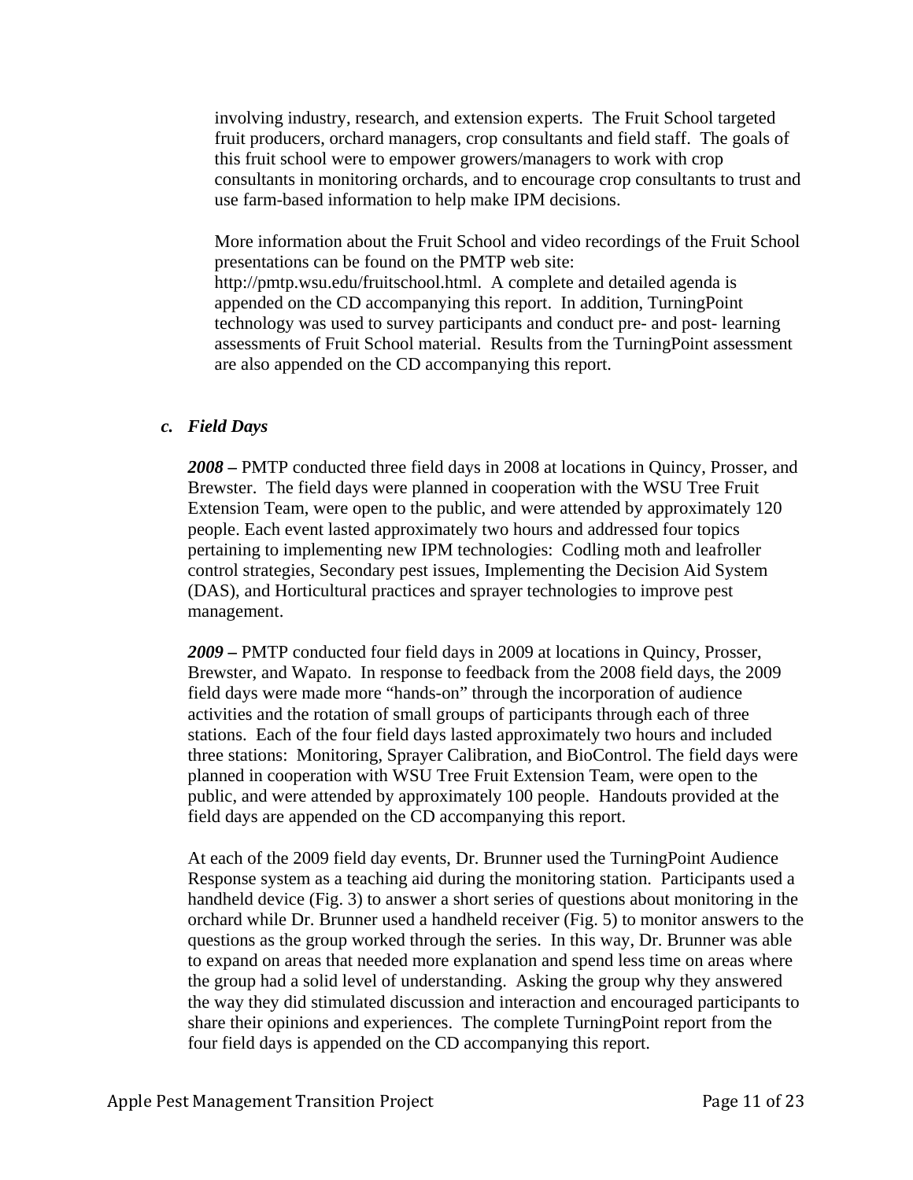involving industry, research, and extension experts. The Fruit School targeted fruit producers, orchard managers, crop consultants and field staff. The goals of this fruit school were to empower growers/managers to work with crop consultants in monitoring orchards, and to encourage crop consultants to trust and use farm-based information to help make IPM decisions.

More information about the Fruit School and video recordings of the Fruit School presentations can be found on the PMTP web site: http://pmtp.wsu.edu/fruitschool.html. A complete and detailed agenda is appended on the CD accompanying this report. In addition, TurningPoint technology was used to survey participants and conduct pre- and post- learning assessments of Fruit School material. Results from the TurningPoint assessment are also appended on the CD accompanying this report.

### c. *Field Days*

***2008 –*** PMTP conducted three field days in 2008 at locations in Quincy, Prosser, and Brewster. The field days were planned in cooperation with the WSU Tree Fruit Extension Team, were open to the public, and were attended by approximately 120 people. Each event lasted approximately two hours and addressed four topics pertaining to implementing new IPM technologies: Codling moth and leafroller control strategies, Secondary pest issues, Implementing the Decision Aid System (DAS), and Horticultural practices and sprayer technologies to improve pest management.

***2009 –*** PMTP conducted four field days in 2009 at locations in Quincy, Prosser, Brewster, and Wapato. In response to feedback from the 2008 field days, the 2009 field days were made more "hands-on" through the incorporation of audience activities and the rotation of small groups of participants through each of three stations. Each of the four field days lasted approximately two hours and included three stations: Monitoring, Sprayer Calibration, and BioControl. The field days were planned in cooperation with WSU Tree Fruit Extension Team, were open to the public, and were attended by approximately 100 people. Handouts provided at the field days are appended on the CD accompanying this report.

At each of the 2009 field day events, Dr. Brunner used the TurningPoint Audience Response system as a teaching aid during the monitoring station. Participants used a handheld device (Fig. 3) to answer a short series of questions about monitoring in the orchard while Dr. Brunner used a handheld receiver (Fig. 5) to monitor answers to the questions as the group worked through the series. In this way, Dr. Brunner was able to expand on areas that needed more explanation and spend less time on areas where the group had a solid level of understanding. Asking the group why they answered the way they did stimulated discussion and interaction and encouraged participants to share their opinions and experiences. The complete TurningPoint report from the four field days is appended on the CD accompanying this report.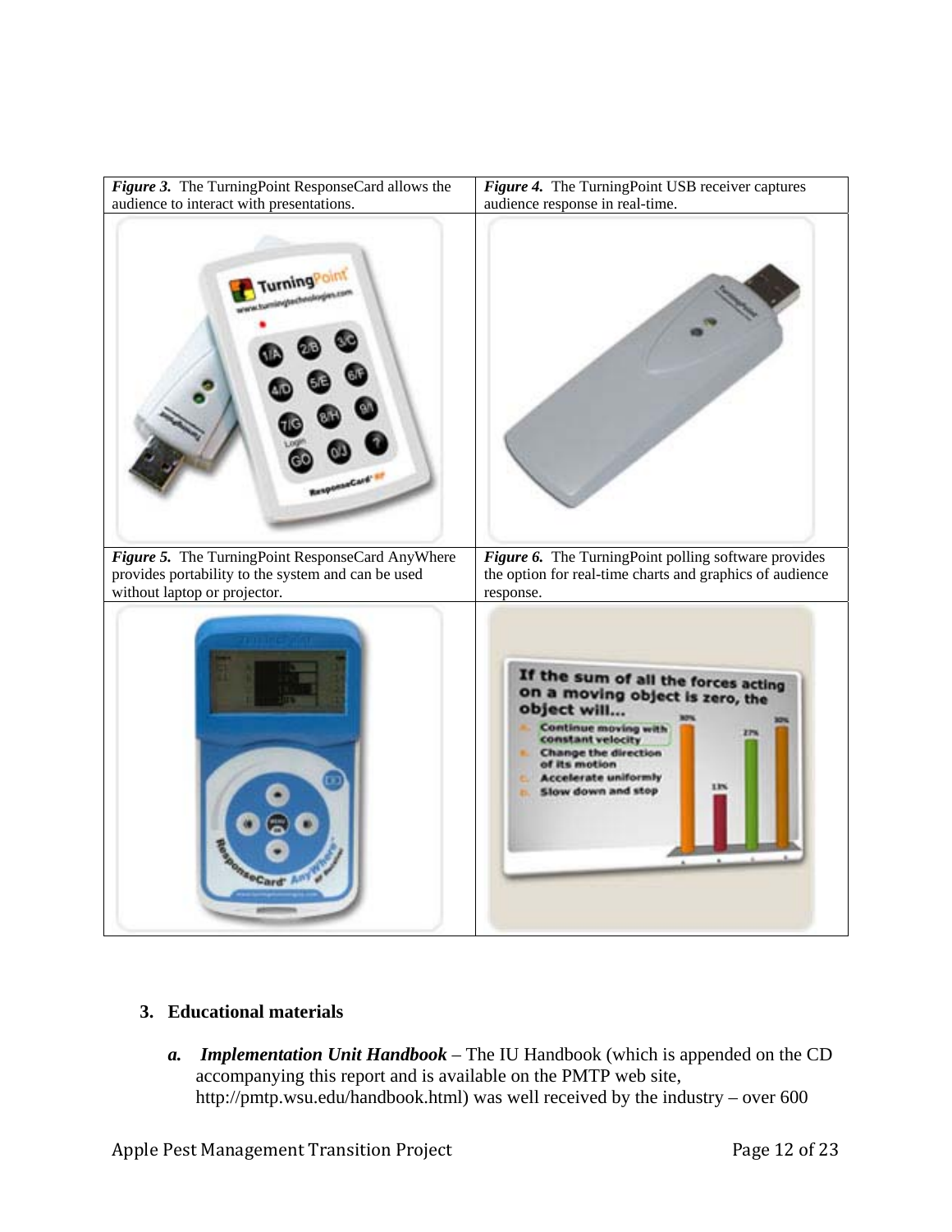*Figure 3.* The TurningPoint ResponseCard allows the audience to interact with presentations.

*Figure 4.* The TurningPoint USB receiver captures audience response in real-time.

*Figure 5.* The TurningPoint ResponseCard AnyWhere provides portability to the system and can be used without laptop or projector.

*Figure 6.* The TurningPoint polling software provides the option for real-time charts and graphics of audience response.

3. **Educational materials**

   a. ***Implementation Unit Handbook*** – The IU Handbook (which is appended on the CD accompanying this report and is available on the PMTP web site, http://pmtp.wsu.edu/handbook.html) was well received by the industry – over 600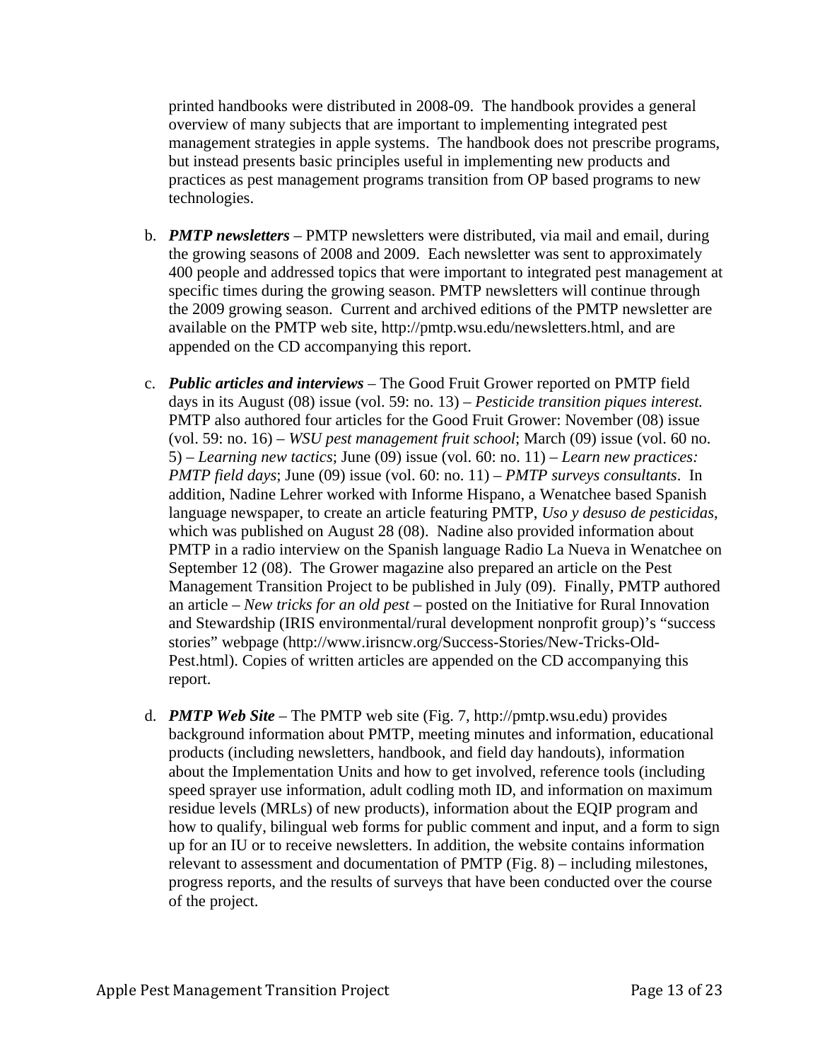printed handbooks were distributed in 2008-09. The handbook provides a general overview of many subjects that are important to implementing integrated pest management strategies in apple systems. The handbook does not prescribe programs, but instead presents basic principles useful in implementing new products and practices as pest management programs transition from OP based programs to new technologies.

b. ***PMTP newsletters*** – PMTP newsletters were distributed, via mail and email, during the growing seasons of 2008 and 2009. Each newsletter was sent to approximately 400 people and addressed topics that were important to integrated pest management at specific times during the growing season. PMTP newsletters will continue through the 2009 growing season. Current and archived editions of the PMTP newsletter are available on the PMTP web site, http://pmtp.wsu.edu/newsletters.html, and are appended on the CD accompanying this report.

c. ***Public articles and interviews*** – The Good Fruit Grower reported on PMTP field days in its August (08) issue (vol. 59: no. 13) – *Pesticide transition piques interest.* PMTP also authored four articles for the Good Fruit Grower: November (08) issue (vol. 59: no. 16) – *WSU pest management fruit school*; March (09) issue (vol. 60 no. 5) – *Learning new tactics*; June (09) issue (vol. 60: no. 11) – *Learn new practices: PMTP field days*; June (09) issue (vol. 60: no. 11) – *PMTP surveys consultants*. In addition, Nadine Lehrer worked with Informe Hispano, a Wenatchee based Spanish language newspaper, to create an article featuring PMTP, *Uso y desuso de pesticidas*, which was published on August 28 (08). Nadine also provided information about PMTP in a radio interview on the Spanish language Radio La Nueva in Wenatchee on September 12 (08). The Grower magazine also prepared an article on the Pest Management Transition Project to be published in July (09). Finally, PMTP authored an article – *New tricks for an old pest* – posted on the Initiative for Rural Innovation and Stewardship (IRIS environmental/rural development nonprofit group)'s "success stories" webpage (http://www.irisncw.org/Success-Stories/New-Tricks-Old-Pest.html). Copies of written articles are appended on the CD accompanying this report.

d. ***PMTP Web Site*** – The PMTP web site (Fig. 7, http://pmtp.wsu.edu) provides background information about PMTP, meeting minutes and information, educational products (including newsletters, handbook, and field day handouts), information about the Implementation Units and how to get involved, reference tools (including speed sprayer use information, adult codling moth ID, and information on maximum residue levels (MRLs) of new products), information about the EQIP program and how to qualify, bilingual web forms for public comment and input, and a form to sign up for an IU or to receive newsletters. In addition, the website contains information relevant to assessment and documentation of PMTP (Fig. 8) – including milestones, progress reports, and the results of surveys that have been conducted over the course of the project.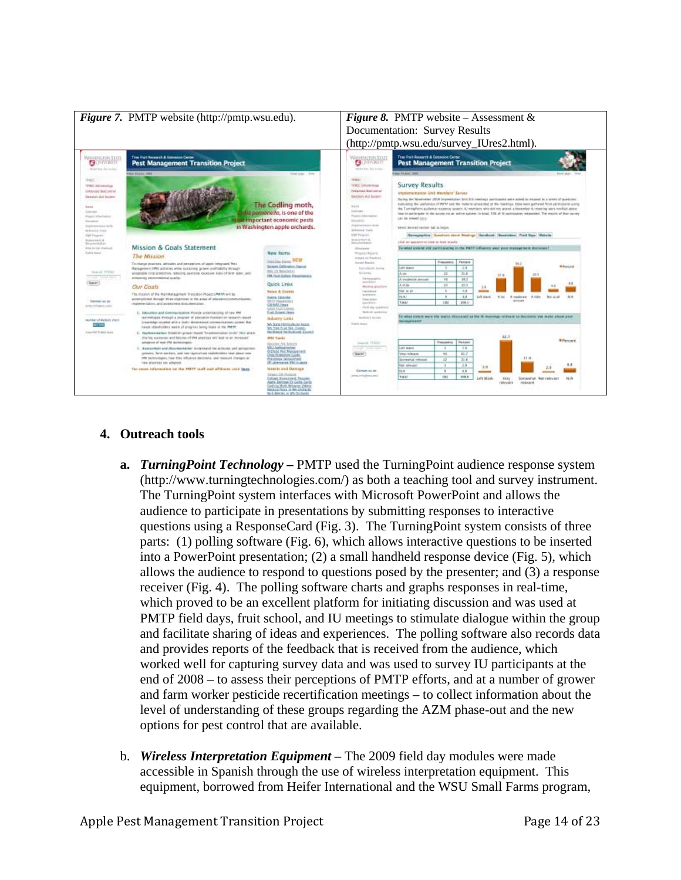| *Figure 7.* PMTP website (http://pmtp.wsu.edu). | *Figure 8.* PMTP website – Assessment & Documentation: Survey Results (http://pmtp.wsu.edu/survey_IUres2.html). |
|---|---|

4. **Outreach tools**

   a. ***TurningPoint Technology –*** PMTP used the TurningPoint audience response system (http://www.turningtechnologies.com/) as both a teaching tool and survey instrument. The TurningPoint system interfaces with Microsoft PowerPoint and allows the audience to participate in presentations by submitting responses to interactive questions using a ResponseCard (Fig. 3). The TurningPoint system consists of three parts: (1) polling software (Fig. 6), which allows interactive questions to be inserted into a PowerPoint presentation; (2) a small handheld response device (Fig. 5), which allows the audience to respond to questions posed by the presenter; and (3) a response receiver (Fig. 4). The polling software charts and graphs responses in real-time, which proved to be an excellent platform for initiating discussion and was used at PMTP field days, fruit school, and IU meetings to stimulate dialogue within the group and facilitate sharing of ideas and experiences. The polling software also records data and provides reports of the feedback that is received from the audience, which worked well for capturing survey data and was used to survey IU participants at the end of 2008 – to assess their perceptions of PMTP efforts, and at a number of grower and farm worker pesticide recertification meetings – to collect information about the level of understanding of these groups regarding the AZM phase-out and the new options for pest control that are available.

   b. ***Wireless Interpretation Equipment –*** The 2009 field day modules were made accessible in Spanish through the use of wireless interpretation equipment. This equipment, borrowed from Heifer International and the WSU Small Farms program,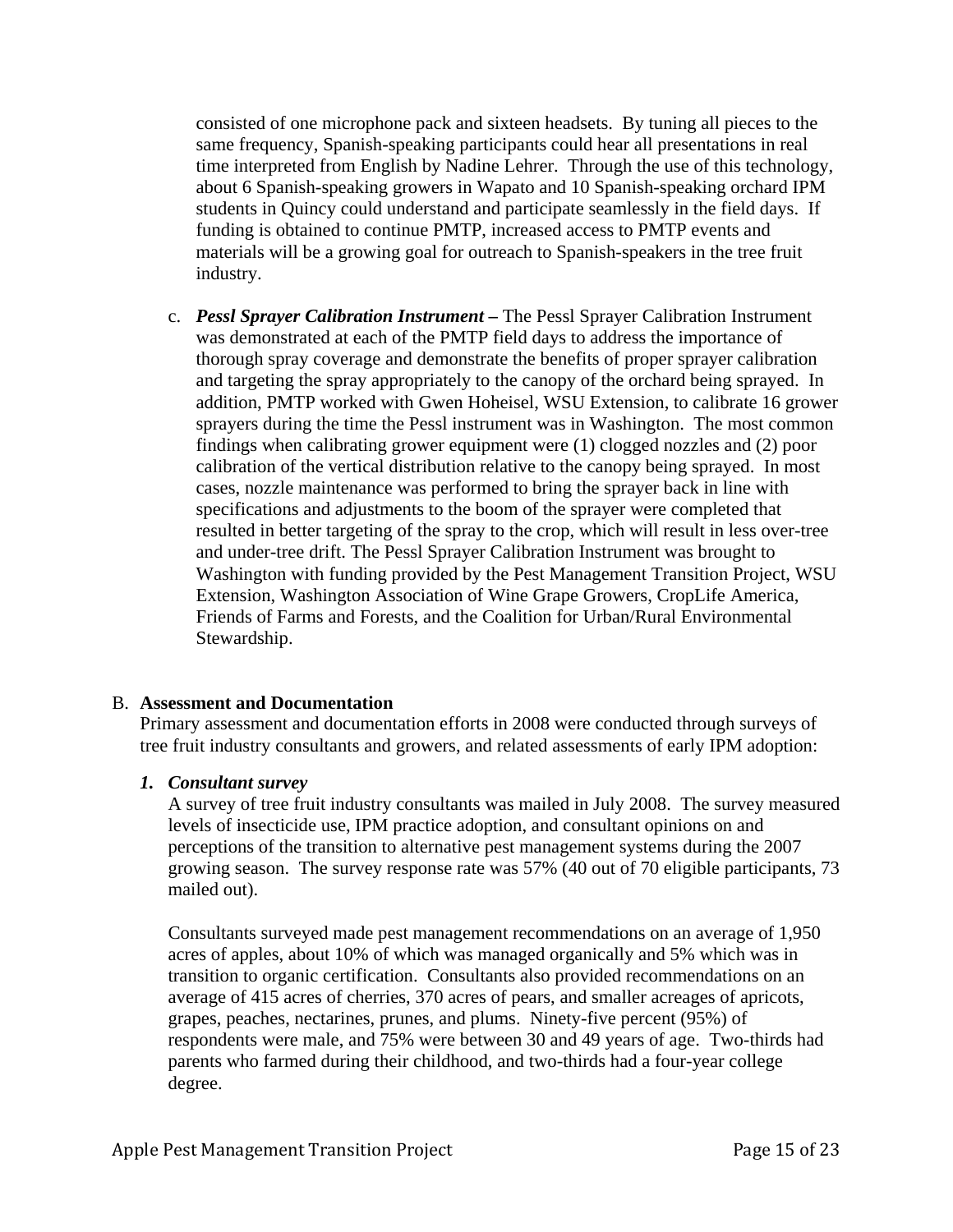consisted of one microphone pack and sixteen headsets. By tuning all pieces to the same frequency, Spanish-speaking participants could hear all presentations in real time interpreted from English by Nadine Lehrer. Through the use of this technology, about 6 Spanish-speaking growers in Wapato and 10 Spanish-speaking orchard IPM students in Quincy could understand and participate seamlessly in the field days. If funding is obtained to continue PMTP, increased access to PMTP events and materials will be a growing goal for outreach to Spanish-speakers in the tree fruit industry.

c. ***Pessl Sprayer Calibration Instrument*** **–** The Pessl Sprayer Calibration Instrument was demonstrated at each of the PMTP field days to address the importance of thorough spray coverage and demonstrate the benefits of proper sprayer calibration and targeting the spray appropriately to the canopy of the orchard being sprayed. In addition, PMTP worked with Gwen Hoheisel, WSU Extension, to calibrate 16 grower sprayers during the time the Pessl instrument was in Washington. The most common findings when calibrating grower equipment were (1) clogged nozzles and (2) poor calibration of the vertical distribution relative to the canopy being sprayed. In most cases, nozzle maintenance was performed to bring the sprayer back in line with specifications and adjustments to the boom of the sprayer were completed that resulted in better targeting of the spray to the crop, which will result in less over-tree and under-tree drift. The Pessl Sprayer Calibration Instrument was brought to Washington with funding provided by the Pest Management Transition Project, WSU Extension, Washington Association of Wine Grape Growers, CropLife America, Friends of Farms and Forests, and the Coalition for Urban/Rural Environmental Stewardship.

## B. Assessment and Documentation

Primary assessment and documentation efforts in 2008 were conducted through surveys of tree fruit industry consultants and growers, and related assessments of early IPM adoption:

### *1. Consultant survey*

A survey of tree fruit industry consultants was mailed in July 2008. The survey measured levels of insecticide use, IPM practice adoption, and consultant opinions on and perceptions of the transition to alternative pest management systems during the 2007 growing season. The survey response rate was 57% (40 out of 70 eligible participants, 73 mailed out).

Consultants surveyed made pest management recommendations on an average of 1,950 acres of apples, about 10% of which was managed organically and 5% which was in transition to organic certification. Consultants also provided recommendations on an average of 415 acres of cherries, 370 acres of pears, and smaller acreages of apricots, grapes, peaches, nectarines, prunes, and plums. Ninety-five percent (95%) of respondents were male, and 75% were between 30 and 49 years of age. Two-thirds had parents who farmed during their childhood, and two-thirds had a four-year college degree.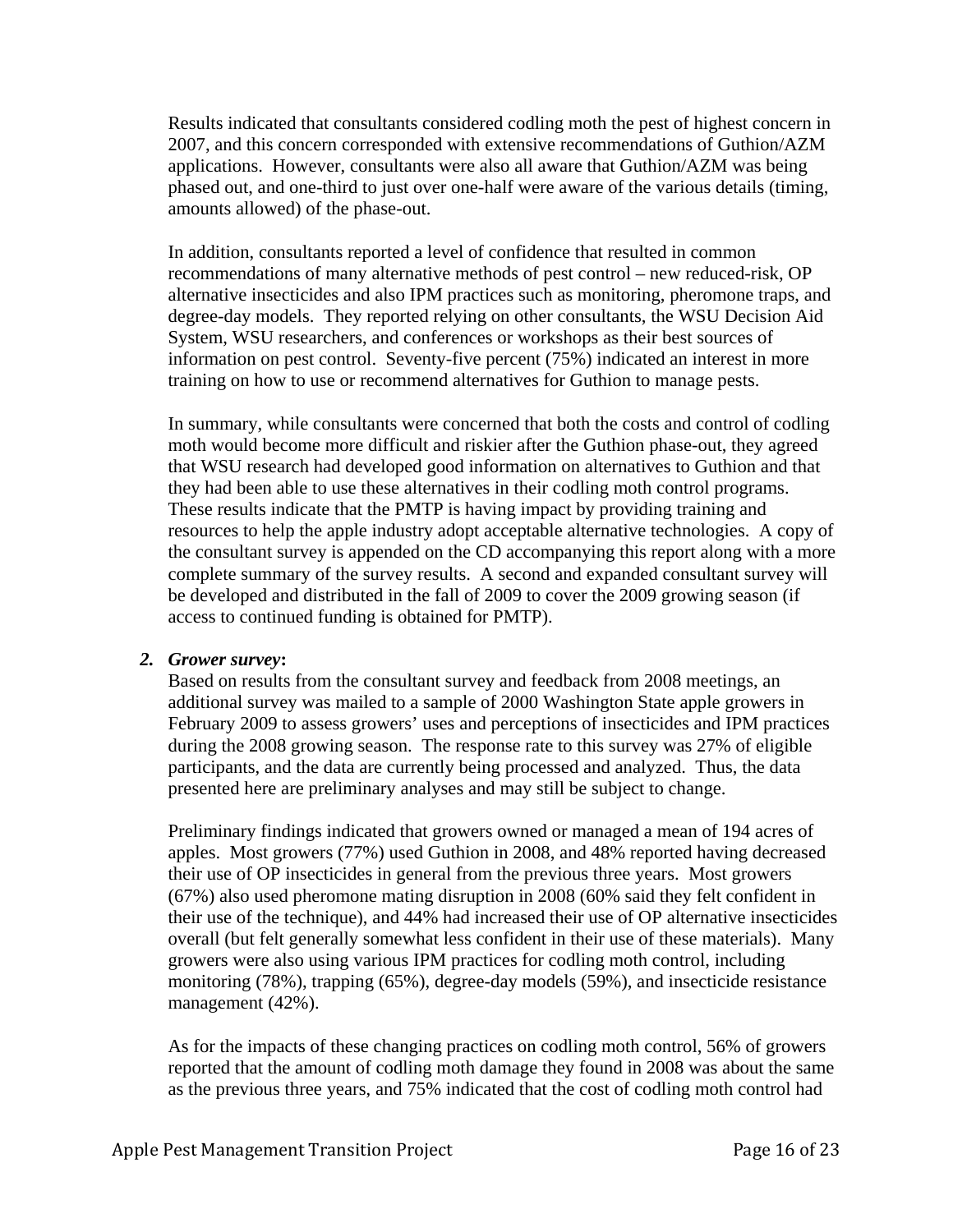Results indicated that consultants considered codling moth the pest of highest concern in 2007, and this concern corresponded with extensive recommendations of Guthion/AZM applications. However, consultants were also all aware that Guthion/AZM was being phased out, and one-third to just over one-half were aware of the various details (timing, amounts allowed) of the phase-out.

In addition, consultants reported a level of confidence that resulted in common recommendations of many alternative methods of pest control – new reduced-risk, OP alternative insecticides and also IPM practices such as monitoring, pheromone traps, and degree-day models. They reported relying on other consultants, the WSU Decision Aid System, WSU researchers, and conferences or workshops as their best sources of information on pest control. Seventy-five percent (75%) indicated an interest in more training on how to use or recommend alternatives for Guthion to manage pests.

In summary, while consultants were concerned that both the costs and control of codling moth would become more difficult and riskier after the Guthion phase-out, they agreed that WSU research had developed good information on alternatives to Guthion and that they had been able to use these alternatives in their codling moth control programs. These results indicate that the PMTP is having impact by providing training and resources to help the apple industry adopt acceptable alternative technologies. A copy of the consultant survey is appended on the CD accompanying this report along with a more complete summary of the survey results. A second and expanded consultant survey will be developed and distributed in the fall of 2009 to cover the 2009 growing season (if access to continued funding is obtained for PMTP).

2. ***Grower survey*:**
   Based on results from the consultant survey and feedback from 2008 meetings, an additional survey was mailed to a sample of 2000 Washington State apple growers in February 2009 to assess growers' uses and perceptions of insecticides and IPM practices during the 2008 growing season. The response rate to this survey was 27% of eligible participants, and the data are currently being processed and analyzed. Thus, the data presented here are preliminary analyses and may still be subject to change.

   Preliminary findings indicated that growers owned or managed a mean of 194 acres of apples. Most growers (77%) used Guthion in 2008, and 48% reported having decreased their use of OP insecticides in general from the previous three years. Most growers (67%) also used pheromone mating disruption in 2008 (60% said they felt confident in their use of the technique), and 44% had increased their use of OP alternative insecticides overall (but felt generally somewhat less confident in their use of these materials). Many growers were also using various IPM practices for codling moth control, including monitoring (78%), trapping (65%), degree-day models (59%), and insecticide resistance management (42%).

   As for the impacts of these changing practices on codling moth control, 56% of growers reported that the amount of codling moth damage they found in 2008 was about the same as the previous three years, and 75% indicated that the cost of codling moth control had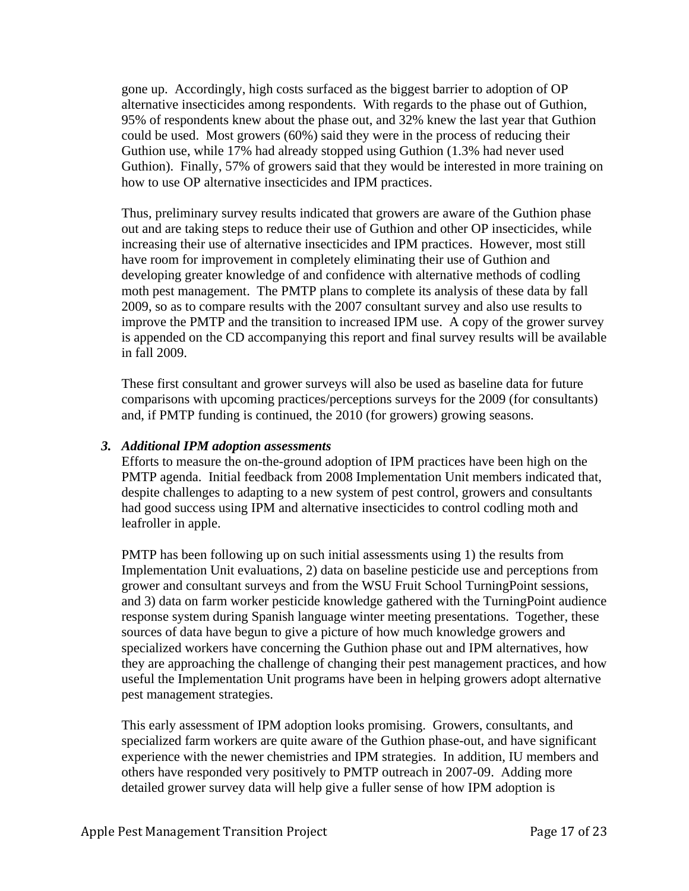gone up. Accordingly, high costs surfaced as the biggest barrier to adoption of OP alternative insecticides among respondents. With regards to the phase out of Guthion, 95% of respondents knew about the phase out, and 32% knew the last year that Guthion could be used. Most growers (60%) said they were in the process of reducing their Guthion use, while 17% had already stopped using Guthion (1.3% had never used Guthion). Finally, 57% of growers said that they would be interested in more training on how to use OP alternative insecticides and IPM practices.

Thus, preliminary survey results indicated that growers are aware of the Guthion phase out and are taking steps to reduce their use of Guthion and other OP insecticides, while increasing their use of alternative insecticides and IPM practices. However, most still have room for improvement in completely eliminating their use of Guthion and developing greater knowledge of and confidence with alternative methods of codling moth pest management. The PMTP plans to complete its analysis of these data by fall 2009, so as to compare results with the 2007 consultant survey and also use results to improve the PMTP and the transition to increased IPM use. A copy of the grower survey is appended on the CD accompanying this report and final survey results will be available in fall 2009.

These first consultant and grower surveys will also be used as baseline data for future comparisons with upcoming practices/perceptions surveys for the 2009 (for consultants) and, if PMTP funding is continued, the 2010 (for growers) growing seasons.

### *3. Additional IPM adoption assessments*

Efforts to measure the on-the-ground adoption of IPM practices have been high on the PMTP agenda. Initial feedback from 2008 Implementation Unit members indicated that, despite challenges to adapting to a new system of pest control, growers and consultants had good success using IPM and alternative insecticides to control codling moth and leafroller in apple.

PMTP has been following up on such initial assessments using 1) the results from Implementation Unit evaluations, 2) data on baseline pesticide use and perceptions from grower and consultant surveys and from the WSU Fruit School TurningPoint sessions, and 3) data on farm worker pesticide knowledge gathered with the TurningPoint audience response system during Spanish language winter meeting presentations. Together, these sources of data have begun to give a picture of how much knowledge growers and specialized workers have concerning the Guthion phase out and IPM alternatives, how they are approaching the challenge of changing their pest management practices, and how useful the Implementation Unit programs have been in helping growers adopt alternative pest management strategies.

This early assessment of IPM adoption looks promising. Growers, consultants, and specialized farm workers are quite aware of the Guthion phase-out, and have significant experience with the newer chemistries and IPM strategies. In addition, IU members and others have responded very positively to PMTP outreach in 2007-09. Adding more detailed grower survey data will help give a fuller sense of how IPM adoption is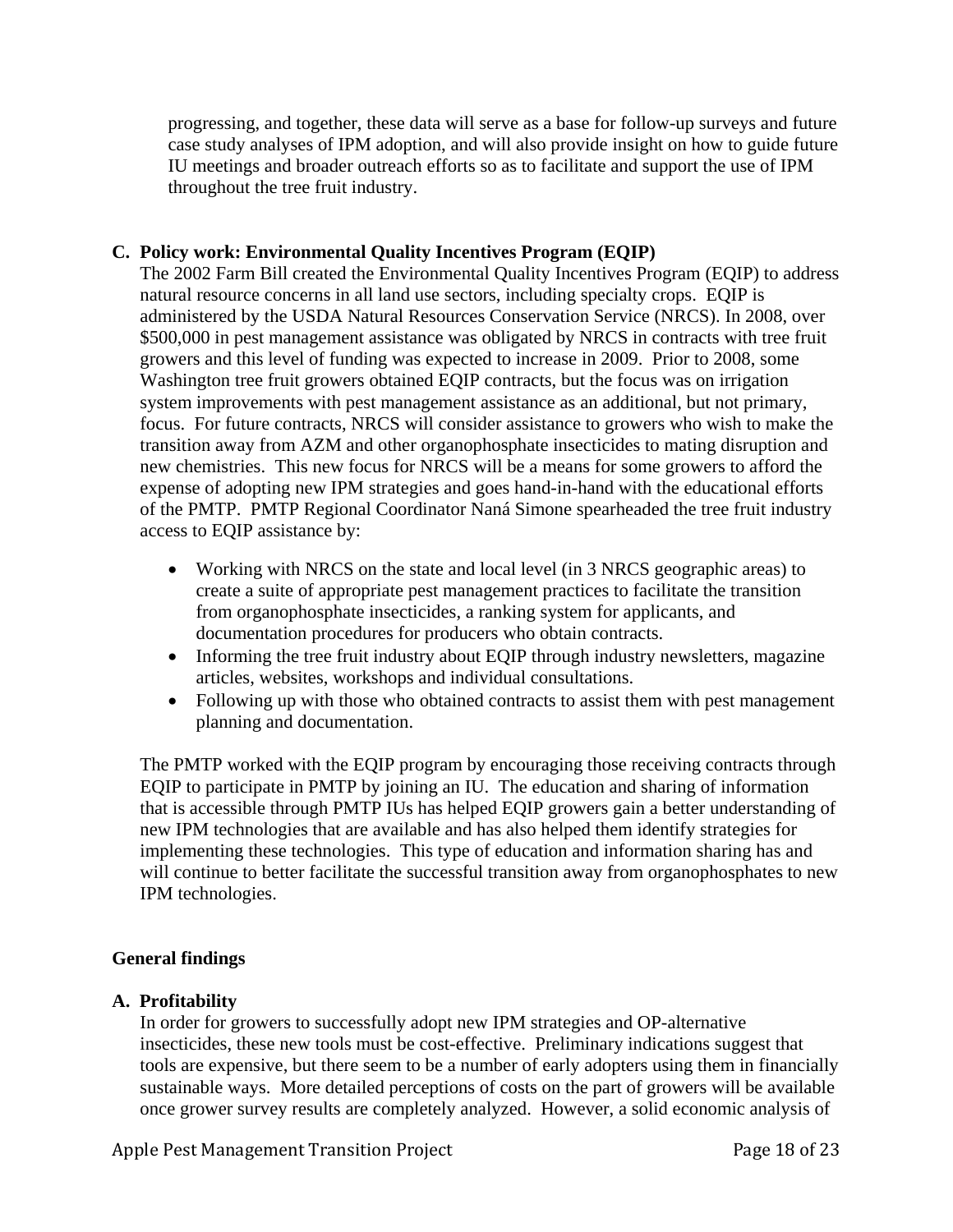progressing, and together, these data will serve as a base for follow-up surveys and future case study analyses of IPM adoption, and will also provide insight on how to guide future IU meetings and broader outreach efforts so as to facilitate and support the use of IPM throughout the tree fruit industry.

**C. Policy work: Environmental Quality Incentives Program (EQIP)**

The 2002 Farm Bill created the Environmental Quality Incentives Program (EQIP) to address natural resource concerns in all land use sectors, including specialty crops. EQIP is administered by the USDA Natural Resources Conservation Service (NRCS). In 2008, over $500,000 in pest management assistance was obligated by NRCS in contracts with tree fruit growers and this level of funding was expected to increase in 2009. Prior to 2008, some Washington tree fruit growers obtained EQIP contracts, but the focus was on irrigation system improvements with pest management assistance as an additional, but not primary, focus. For future contracts, NRCS will consider assistance to growers who wish to make the transition away from AZM and other organophosphate insecticides to mating disruption and new chemistries. This new focus for NRCS will be a means for some growers to afford the expense of adopting new IPM strategies and goes hand-in-hand with the educational efforts of the PMTP. PMTP Regional Coordinator Naná Simone spearheaded the tree fruit industry access to EQIP assistance by:

- Working with NRCS on the state and local level (in 3 NRCS geographic areas) to create a suite of appropriate pest management practices to facilitate the transition from organophosphate insecticides, a ranking system for applicants, and documentation procedures for producers who obtain contracts.
- Informing the tree fruit industry about EQIP through industry newsletters, magazine articles, websites, workshops and individual consultations.
- Following up with those who obtained contracts to assist them with pest management planning and documentation.

The PMTP worked with the EQIP program by encouraging those receiving contracts through EQIP to participate in PMTP by joining an IU. The education and sharing of information that is accessible through PMTP IUs has helped EQIP growers gain a better understanding of new IPM technologies that are available and has also helped them identify strategies for implementing these technologies. This type of education and information sharing has and will continue to better facilitate the successful transition away from organophosphates to new IPM technologies.

## General findings

**A. Profitability**

In order for growers to successfully adopt new IPM strategies and OP-alternative insecticides, these new tools must be cost-effective. Preliminary indications suggest that tools are expensive, but there seem to be a number of early adopters using them in financially sustainable ways. More detailed perceptions of costs on the part of growers will be available once grower survey results are completely analyzed. However, a solid economic analysis of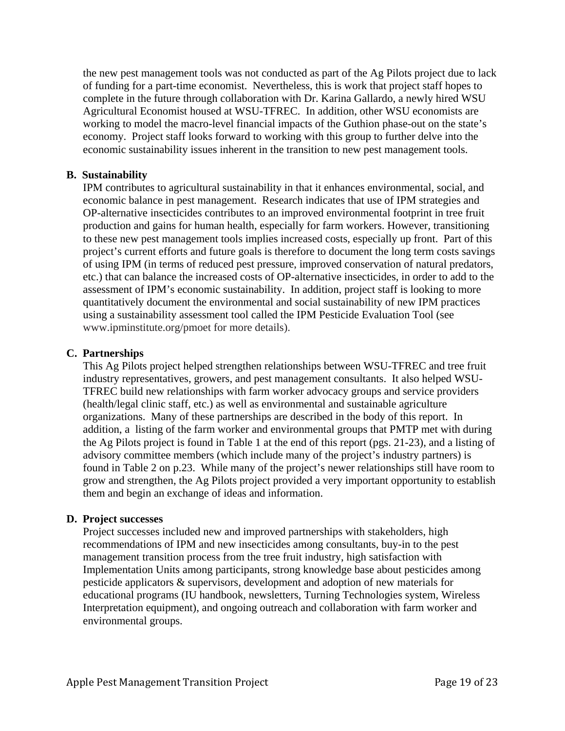the new pest management tools was not conducted as part of the Ag Pilots project due to lack of funding for a part-time economist. Nevertheless, this is work that project staff hopes to complete in the future through collaboration with Dr. Karina Gallardo, a newly hired WSU Agricultural Economist housed at WSU-TFREC. In addition, other WSU economists are working to model the macro-level financial impacts of the Guthion phase-out on the state's economy. Project staff looks forward to working with this group to further delve into the economic sustainability issues inherent in the transition to new pest management tools.

**B. Sustainability**

IPM contributes to agricultural sustainability in that it enhances environmental, social, and economic balance in pest management. Research indicates that use of IPM strategies and OP-alternative insecticides contributes to an improved environmental footprint in tree fruit production and gains for human health, especially for farm workers. However, transitioning to these new pest management tools implies increased costs, especially up front. Part of this project's current efforts and future goals is therefore to document the long term costs savings of using IPM (in terms of reduced pest pressure, improved conservation of natural predators, etc.) that can balance the increased costs of OP-alternative insecticides, in order to add to the assessment of IPM's economic sustainability. In addition, project staff is looking to more quantitatively document the environmental and social sustainability of new IPM practices using a sustainability assessment tool called the IPM Pesticide Evaluation Tool (see www.ipminstitute.org/pmoet for more details).

**C. Partnerships**

This Ag Pilots project helped strengthen relationships between WSU-TFREC and tree fruit industry representatives, growers, and pest management consultants. It also helped WSU-TFREC build new relationships with farm worker advocacy groups and service providers (health/legal clinic staff, etc.) as well as environmental and sustainable agriculture organizations. Many of these partnerships are described in the body of this report. In addition, a listing of the farm worker and environmental groups that PMTP met with during the Ag Pilots project is found in Table 1 at the end of this report (pgs. 21-23), and a listing of advisory committee members (which include many of the project's industry partners) is found in Table 2 on p.23. While many of the project's newer relationships still have room to grow and strengthen, the Ag Pilots project provided a very important opportunity to establish them and begin an exchange of ideas and information.

**D. Project successes**

Project successes included new and improved partnerships with stakeholders, high recommendations of IPM and new insecticides among consultants, buy-in to the pest management transition process from the tree fruit industry, high satisfaction with Implementation Units among participants, strong knowledge base about pesticides among pesticide applicators & supervisors, development and adoption of new materials for educational programs (IU handbook, newsletters, Turning Technologies system, Wireless Interpretation equipment), and ongoing outreach and collaboration with farm worker and environmental groups.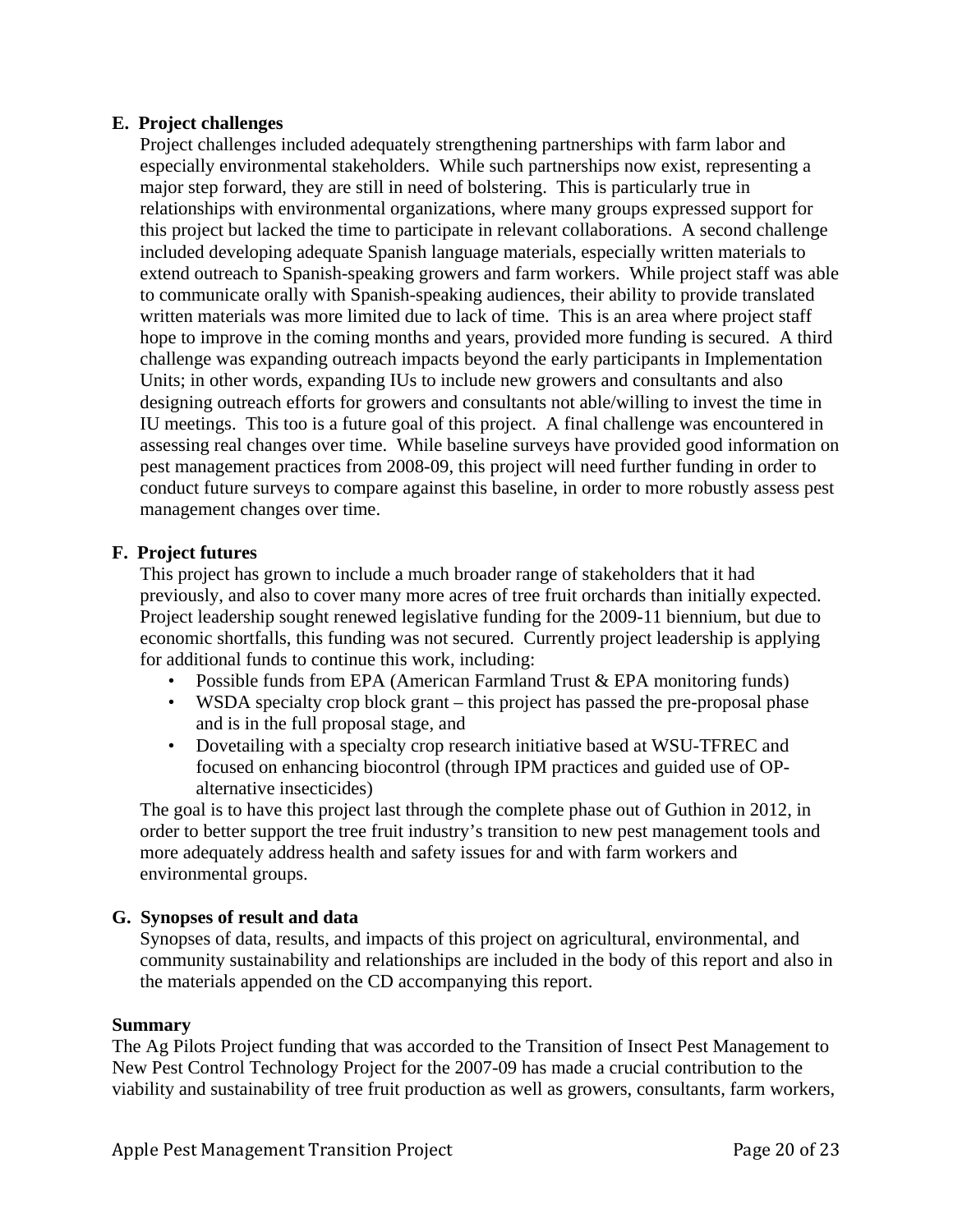**E. Project challenges**

Project challenges included adequately strengthening partnerships with farm labor and especially environmental stakeholders. While such partnerships now exist, representing a major step forward, they are still in need of bolstering. This is particularly true in relationships with environmental organizations, where many groups expressed support for this project but lacked the time to participate in relevant collaborations. A second challenge included developing adequate Spanish language materials, especially written materials to extend outreach to Spanish-speaking growers and farm workers. While project staff was able to communicate orally with Spanish-speaking audiences, their ability to provide translated written materials was more limited due to lack of time. This is an area where project staff hope to improve in the coming months and years, provided more funding is secured. A third challenge was expanding outreach impacts beyond the early participants in Implementation Units; in other words, expanding IUs to include new growers and consultants and also designing outreach efforts for growers and consultants not able/willing to invest the time in IU meetings. This too is a future goal of this project. A final challenge was encountered in assessing real changes over time. While baseline surveys have provided good information on pest management practices from 2008-09, this project will need further funding in order to conduct future surveys to compare against this baseline, in order to more robustly assess pest management changes over time.

**F. Project futures**

This project has grown to include a much broader range of stakeholders that it had previously, and also to cover many more acres of tree fruit orchards than initially expected. Project leadership sought renewed legislative funding for the 2009-11 biennium, but due to economic shortfalls, this funding was not secured. Currently project leadership is applying for additional funds to continue this work, including:

- Possible funds from EPA (American Farmland Trust & EPA monitoring funds)
- WSDA specialty crop block grant – this project has passed the pre-proposal phase and is in the full proposal stage, and
- Dovetailing with a specialty crop research initiative based at WSU-TFREC and focused on enhancing biocontrol (through IPM practices and guided use of OP-alternative insecticides)

The goal is to have this project last through the complete phase out of Guthion in 2012, in order to better support the tree fruit industry's transition to new pest management tools and more adequately address health and safety issues for and with farm workers and environmental groups.

**G. Synopses of result and data**

Synopses of data, results, and impacts of this project on agricultural, environmental, and community sustainability and relationships are included in the body of this report and also in the materials appended on the CD accompanying this report.

**Summary**

The Ag Pilots Project funding that was accorded to the Transition of Insect Pest Management to New Pest Control Technology Project for the 2007-09 has made a crucial contribution to the viability and sustainability of tree fruit production as well as growers, consultants, farm workers,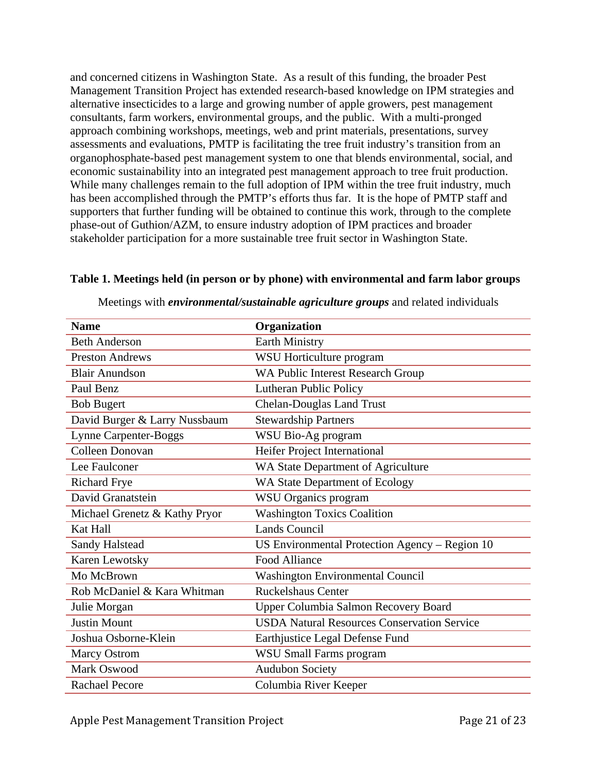and concerned citizens in Washington State. As a result of this funding, the broader Pest Management Transition Project has extended research-based knowledge on IPM strategies and alternative insecticides to a large and growing number of apple growers, pest management consultants, farm workers, environmental groups, and the public. With a multi-pronged approach combining workshops, meetings, web and print materials, presentations, survey assessments and evaluations, PMTP is facilitating the tree fruit industry's transition from an organophosphate-based pest management system to one that blends environmental, social, and economic sustainability into an integrated pest management approach to tree fruit production. While many challenges remain to the full adoption of IPM within the tree fruit industry, much has been accomplished through the PMTP's efforts thus far. It is the hope of PMTP staff and supporters that further funding will be obtained to continue this work, through to the complete phase-out of Guthion/AZM, to ensure industry adoption of IPM practices and broader stakeholder participation for a more sustainable tree fruit sector in Washington State.

**Table 1. Meetings held (in person or by phone) with environmental and farm labor groups**

Meetings with ***environmental/sustainable agriculture groups*** and related individuals

| Name | Organization |
|---|---|
| Beth Anderson | Earth Ministry |
| Preston Andrews | WSU Horticulture program |
| Blair Anundson | WA Public Interest Research Group |
| Paul Benz | Lutheran Public Policy |
| Bob Bugert | Chelan-Douglas Land Trust |
| David Burger & Larry Nussbaum | Stewardship Partners |
| Lynne Carpenter-Boggs | WSU Bio-Ag program |
| Colleen Donovan | Heifer Project International |
| Lee Faulconer | WA State Department of Agriculture |
| Richard Frye | WA State Department of Ecology |
| David Granatstein | WSU Organics program |
| Michael Grenetz & Kathy Pryor | Washington Toxics Coalition |
| Kat Hall | Lands Council |
| Sandy Halstead | US Environmental Protection Agency – Region 10 |
| Karen Lewotsky | Food Alliance |
| Mo McBrown | Washington Environmental Council |
| Rob McDaniel & Kara Whitman | Ruckelshaus Center |
| Julie Morgan | Upper Columbia Salmon Recovery Board |
| Justin Mount | USDA Natural Resources Conservation Service |
| Joshua Osborne-Klein | Earthjustice Legal Defense Fund |
| Marcy Ostrom | WSU Small Farms program |
| Mark Oswood | Audubon Society |
| Rachael Pecore | Columbia River Keeper |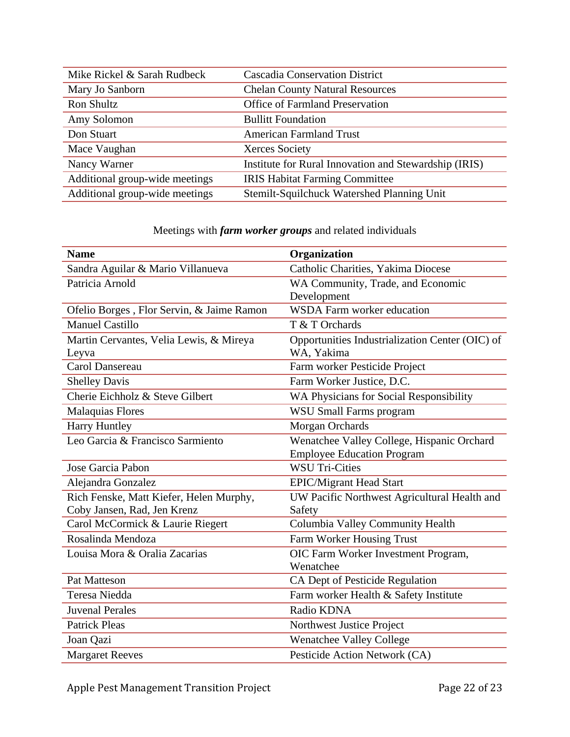| | |
|---|---|
| Mike Rickel & Sarah Rudbeck | Cascadia Conservation District |
| Mary Jo Sanborn | Chelan County Natural Resources |
| Ron Shultz | Office of Farmland Preservation |
| Amy Solomon | Bullitt Foundation |
| Don Stuart | American Farmland Trust |
| Mace Vaughan | Xerces Society |
| Nancy Warner | Institute for Rural Innovation and Stewardship (IRIS) |
| Additional group-wide meetings | IRIS Habitat Farming Committee |
| Additional group-wide meetings | Stemilt-Squilchuck Watershed Planning Unit |

Meetings with ***farm worker groups*** and related individuals

| **Name** | **Organization** |
|---|---|
| Sandra Aguilar & Mario Villanueva | Catholic Charities, Yakima Diocese |
| Patricia Arnold | WA Community, Trade, and Economic Development |
| Ofelio Borges , Flor Servin, & Jaime Ramon | WSDA Farm worker education |
| Manuel Castillo | T & T Orchards |
| Martin Cervantes, Velia Lewis, & Mireya Leyva | Opportunities Industrialization Center (OIC) of WA, Yakima |
| Carol Dansereau | Farm worker Pesticide Project |
| Shelley Davis | Farm Worker Justice, D.C. |
| Cherie Eichholz & Steve Gilbert | WA Physicians for Social Responsibility |
| Malaquias Flores | WSU Small Farms program |
| Harry Huntley | Morgan Orchards |
| Leo Garcia & Francisco Sarmiento | Wenatchee Valley College, Hispanic Orchard Employee Education Program |
| Jose Garcia Pabon | WSU Tri-Cities |
| Alejandra Gonzalez | EPIC/Migrant Head Start |
| Rich Fenske, Matt Kiefer, Helen Murphy, Coby Jansen, Rad, Jen Krenz | UW Pacific Northwest Agricultural Health and Safety |
| Carol McCormick & Laurie Riegert | Columbia Valley Community Health |
| Rosalinda Mendoza | Farm Worker Housing Trust |
| Louisa Mora & Oralia Zacarias | OIC Farm Worker Investment Program, Wenatchee |
| Pat Matteson | CA Dept of Pesticide Regulation |
| Teresa Niedda | Farm worker Health & Safety Institute |
| Juvenal Perales | Radio KDNA |
| Patrick Pleas | Northwest Justice Project |
| Joan Qazi | Wenatchee Valley College |
| Margaret Reeves | Pesticide Action Network (CA) |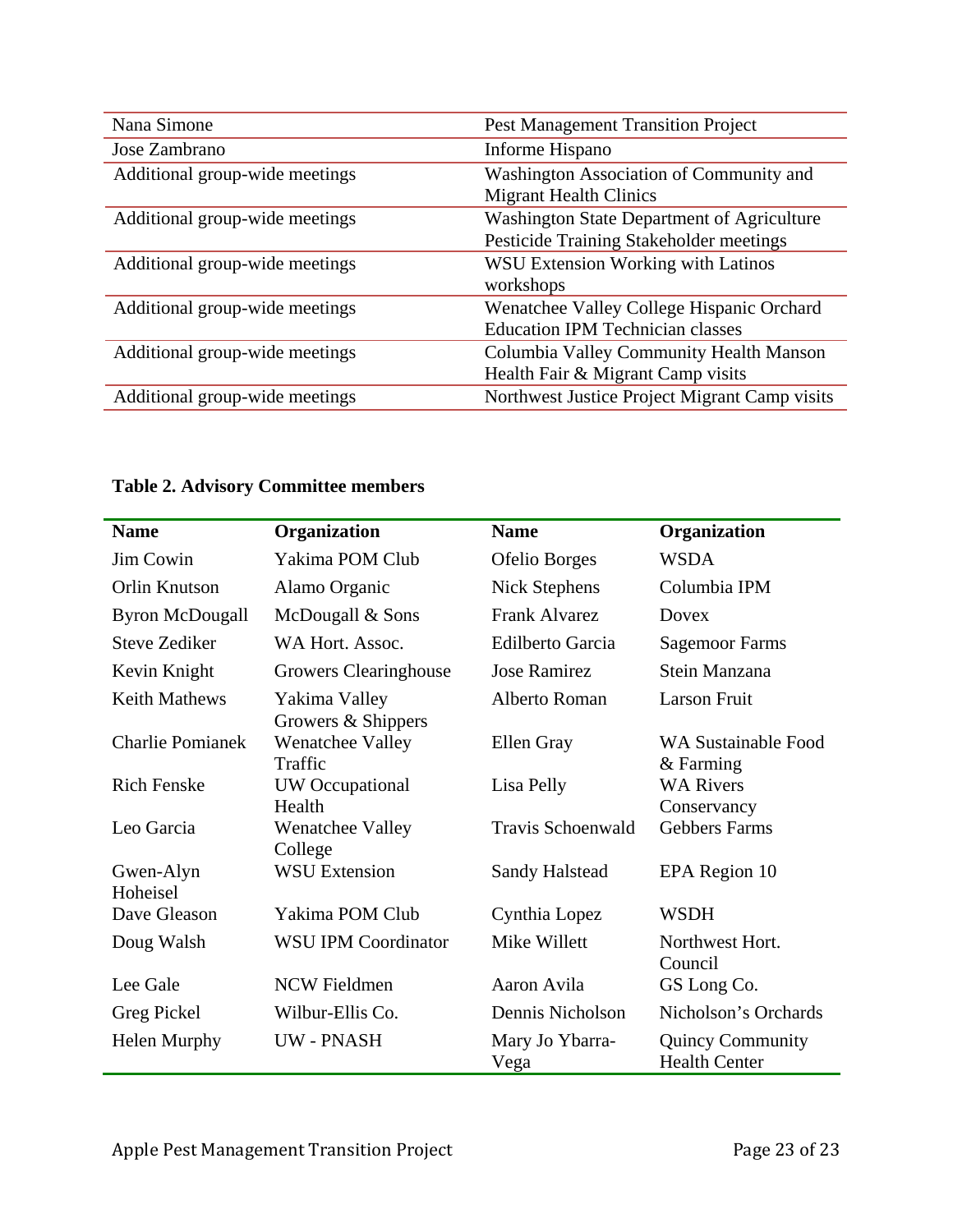| | |
|---|---|
| Nana Simone | Pest Management Transition Project |
| Jose Zambrano | Informe Hispano |
| Additional group-wide meetings | Washington Association of Community and Migrant Health Clinics |
| Additional group-wide meetings | Washington State Department of Agriculture Pesticide Training Stakeholder meetings |
| Additional group-wide meetings | WSU Extension Working with Latinos workshops |
| Additional group-wide meetings | Wenatchee Valley College Hispanic Orchard Education IPM Technician classes |
| Additional group-wide meetings | Columbia Valley Community Health Manson Health Fair & Migrant Camp visits |
| Additional group-wide meetings | Northwest Justice Project Migrant Camp visits |

**Table 2. Advisory Committee members**

| Name | Organization | Name | Organization |
|---|---|---|---|
| Jim Cowin | Yakima POM Club | Ofelio Borges | WSDA |
| Orlin Knutson | Alamo Organic | Nick Stephens | Columbia IPM |
| Byron McDougall | McDougall & Sons | Frank Alvarez | Dovex |
| Steve Zediker | WA Hort. Assoc. | Edilberto Garcia | Sagemoor Farms |
| Kevin Knight | Growers Clearinghouse | Jose Ramirez | Stein Manzana |
| Keith Mathews | Yakima Valley Growers & Shippers | Alberto Roman | Larson Fruit |
| Charlie Pomianek | Wenatchee Valley Traffic | Ellen Gray | WA Sustainable Food & Farming |
| Rich Fenske | UW Occupational Health | Lisa Pelly | WA Rivers Conservancy |
| Leo Garcia | Wenatchee Valley College | Travis Schoenwald | Gebbers Farms |
| Gwen-Alyn Hoheisel | WSU Extension | Sandy Halstead | EPA Region 10 |
| Dave Gleason | Yakima POM Club | Cynthia Lopez | WSDH |
| Doug Walsh | WSU IPM Coordinator | Mike Willett | Northwest Hort. Council |
| Lee Gale | NCW Fieldmen | Aaron Avila | GS Long Co. |
| Greg Pickel | Wilbur-Ellis Co. | Dennis Nicholson | Nicholson's Orchards |
| Helen Murphy | UW - PNASH | Mary Jo Ybarra-Vega | Quincy Community Health Center |